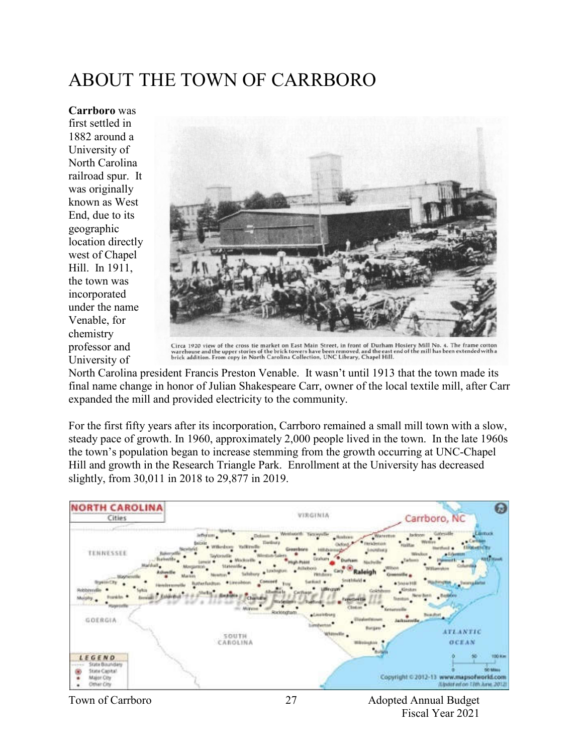# ABOUT THE TOWN OF CARRBORO

**Carrboro** was first settled in 1882 around a University of North Carolina railroad spur. It was originally known as West End, due to its geographic location directly west of Chapel Hill. In 1911, the town was incorporated under the name Venable, for chemistry professor and University of North Carolina president Francis Preston Venable. It wasn't until 1913 that the town made its final name change in honor of Julian Shakespeare Carr, owner of the local textile mill, after Carr expanded the mill and provided electricity to the community.

Circa 1920 view of the cross tie market on East Main Street, in front of Durham Hosiery Mill No. 4. The frame cotton warehouse and the upper stories of the brick towers have been removed, and the east end of the mill has been extended with a brick addition. From copy in North Carolina Collection, UNC Library, Chapel Hill.

For the first fifty years after its incorporation, Carrboro remained a small mill town with a slow, steady pace of growth. In 1960, approximately 2,000 people lived in the town. In the late 1960s the town's population began to increase stemming from the growth occurring at UNC-Chapel Hill and growth in the Research Triangle Park. Enrollment at the University has decreased slightly, from 30,011 in 2018 to 29,877 in 2019.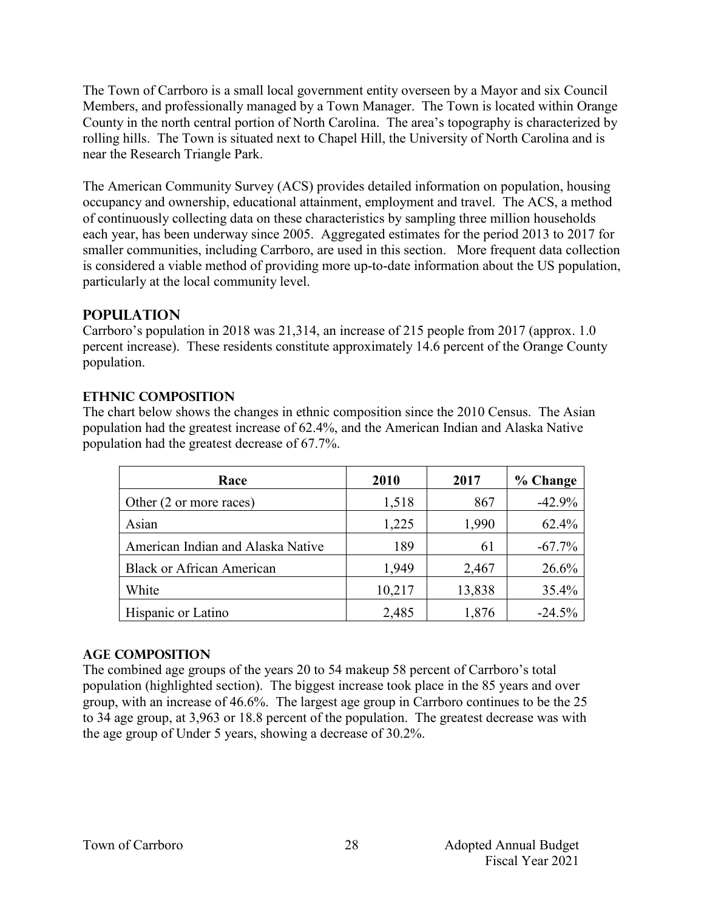The Town of Carrboro is a small local government entity overseen by a Mayor and six Council Members, and professionally managed by a Town Manager. The Town is located within Orange County in the north central portion of North Carolina. The area's topography is characterized by rolling hills. The Town is situated next to Chapel Hill, the University of North Carolina and is near the Research Triangle Park.

The American Community Survey (ACS) provides detailed information on population, housing occupancy and ownership, educational attainment, employment and travel. The ACS, a method of continuously collecting data on these characteristics by sampling three million households each year, has been underway since 2005. Aggregated estimates for the period 2013 to 2017 for smaller communities, including Carrboro, are used in this section. More frequent data collection is considered a viable method of providing more up-to-date information about the US population, particularly at the local community level.

## POPULATION

Carrboro's population in 2018 was 21,314, an increase of 215 people from 2017 (approx. 1.0 percent increase). These residents constitute approximately 14.6 percent of the Orange County population.

### ETHNIC COMPOSITION

The chart below shows the changes in ethnic composition since the 2010 Census. The Asian population had the greatest increase of 62.4%, and the American Indian and Alaska Native population had the greatest decrease of 67.7%.

| Race | 2010 | 2017 | % Change |
|---|---|---|---|
| Other (2 or more races) | 1,518 | 867 | -42.9% |
| Asian | 1,225 | 1,990 | 62.4% |
| American Indian and Alaska Native | 189 | 61 | -67.7% |
| Black or African American | 1,949 | 2,467 | 26.6% |
| White | 10,217 | 13,838 | 35.4% |
| Hispanic or Latino | 2,485 | 1,876 | -24.5% |

### AGE COMPOSITION

The combined age groups of the years 20 to 54 makeup 58 percent of Carrboro's total population (highlighted section). The biggest increase took place in the 85 years and over group, with an increase of 46.6%. The largest age group in Carrboro continues to be the 25 to 34 age group, at 3,963 or 18.8 percent of the population. The greatest decrease was with the age group of Under 5 years, showing a decrease of 30.2%.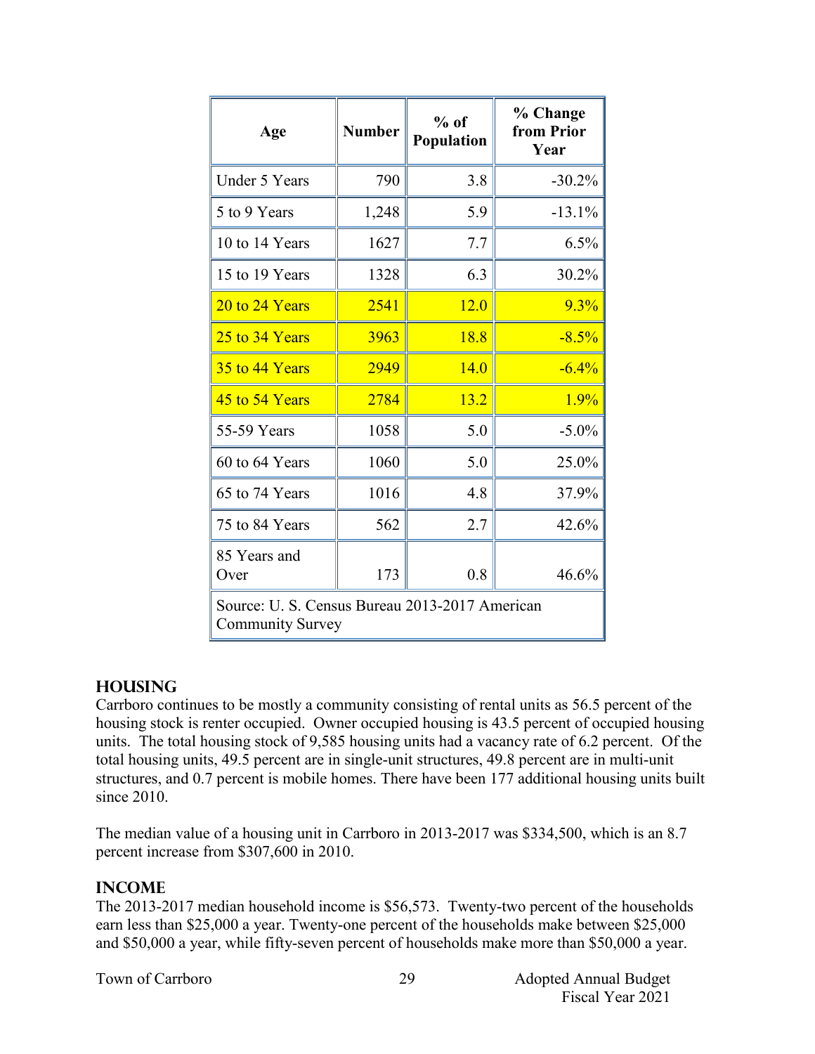| Age | Number | % of Population | % Change from Prior Year |
|---|---|---|---|
| Under 5 Years | 790 | 3.8 | -30.2% |
| 5 to 9 Years | 1,248 | 5.9 | -13.1% |
| 10 to 14 Years | 1627 | 7.7 | 6.5% |
| 15 to 19 Years | 1328 | 6.3 | 30.2% |
| 20 to 24 Years | 2541 | 12.0 | 9.3% |
| 25 to 34 Years | 3963 | 18.8 | -8.5% |
| 35 to 44 Years | 2949 | 14.0 | -6.4% |
| 45 to 54 Years | 2784 | 13.2 | 1.9% |
| 55-59 Years | 1058 | 5.0 | -5.0% |
| 60 to 64 Years | 1060 | 5.0 | 25.0% |
| 65 to 74 Years | 1016 | 4.8 | 37.9% |
| 75 to 84 Years | 562 | 2.7 | 42.6% |
| 85 Years and Over | 173 | 0.8 | 46.6% |
| Source: U. S. Census Bureau 2013-2017 American Community Survey | | | |

## HOUSING

Carrboro continues to be mostly a community consisting of rental units as 56.5 percent of the housing stock is renter occupied. Owner occupied housing is 43.5 percent of occupied housing units. The total housing stock of 9,585 housing units had a vacancy rate of 6.2 percent. Of the total housing units, 49.5 percent are in single-unit structures, 49.8 percent are in multi-unit structures, and 0.7 percent is mobile homes. There have been 177 additional housing units built since 2010.

The median value of a housing unit in Carrboro in 2013-2017 was $334,500, which is an 8.7 percent increase from $307,600 in 2010.

## INCOME

The 2013-2017 median household income is $56,573. Twenty-two percent of the households earn less than $25,000 a year. Twenty-one percent of the households make between $25,000 and $50,000 a year, while fifty-seven percent of households make more than $50,000 a year.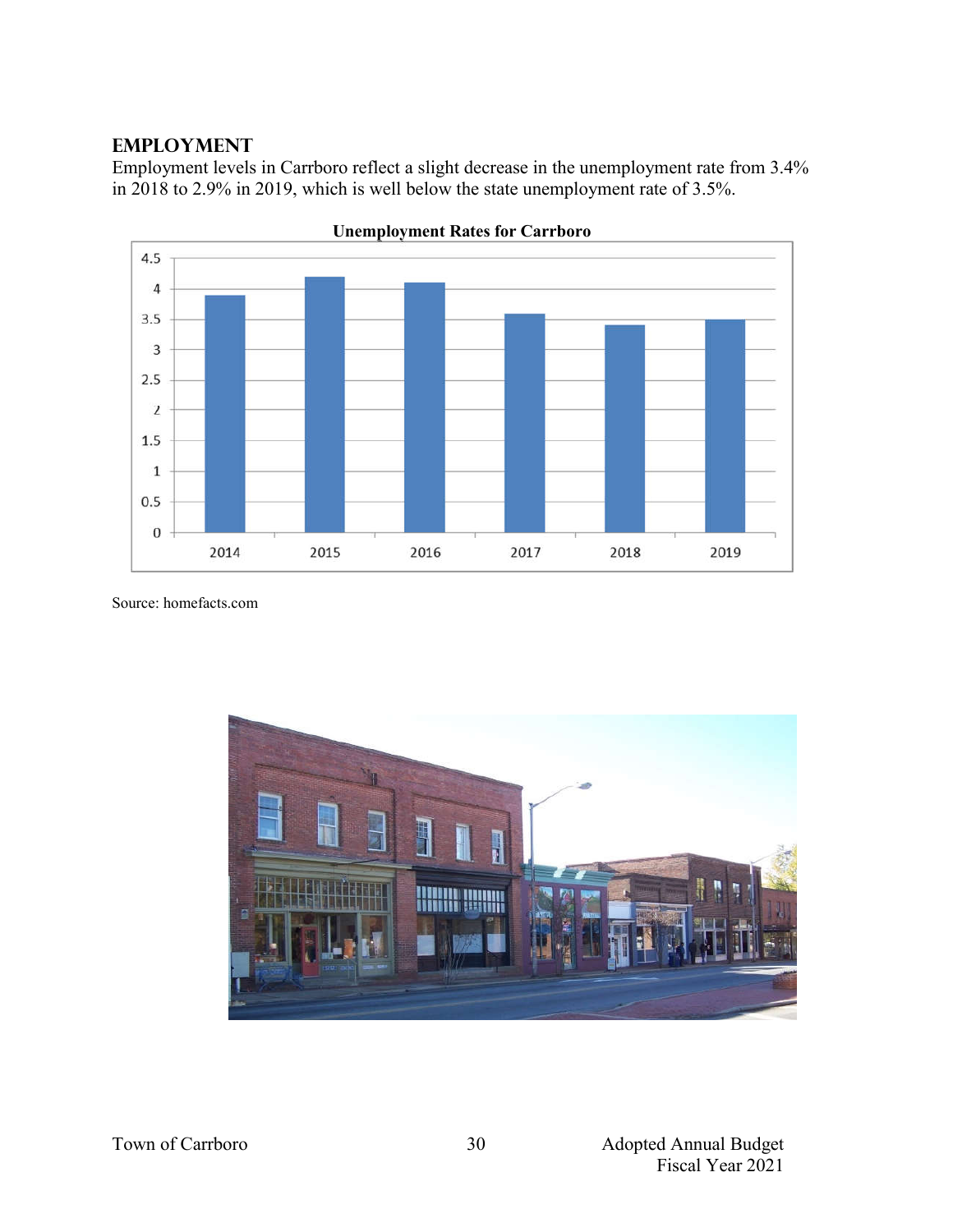## EMPLOYMENT

Employment levels in Carrboro reflect a slight decrease in the unemployment rate from 3.4% in 2018 to 2.9% in 2019, which is well below the state unemployment rate of 3.5%.

**Unemployment Rates for Carrboro**

Source: homefacts.com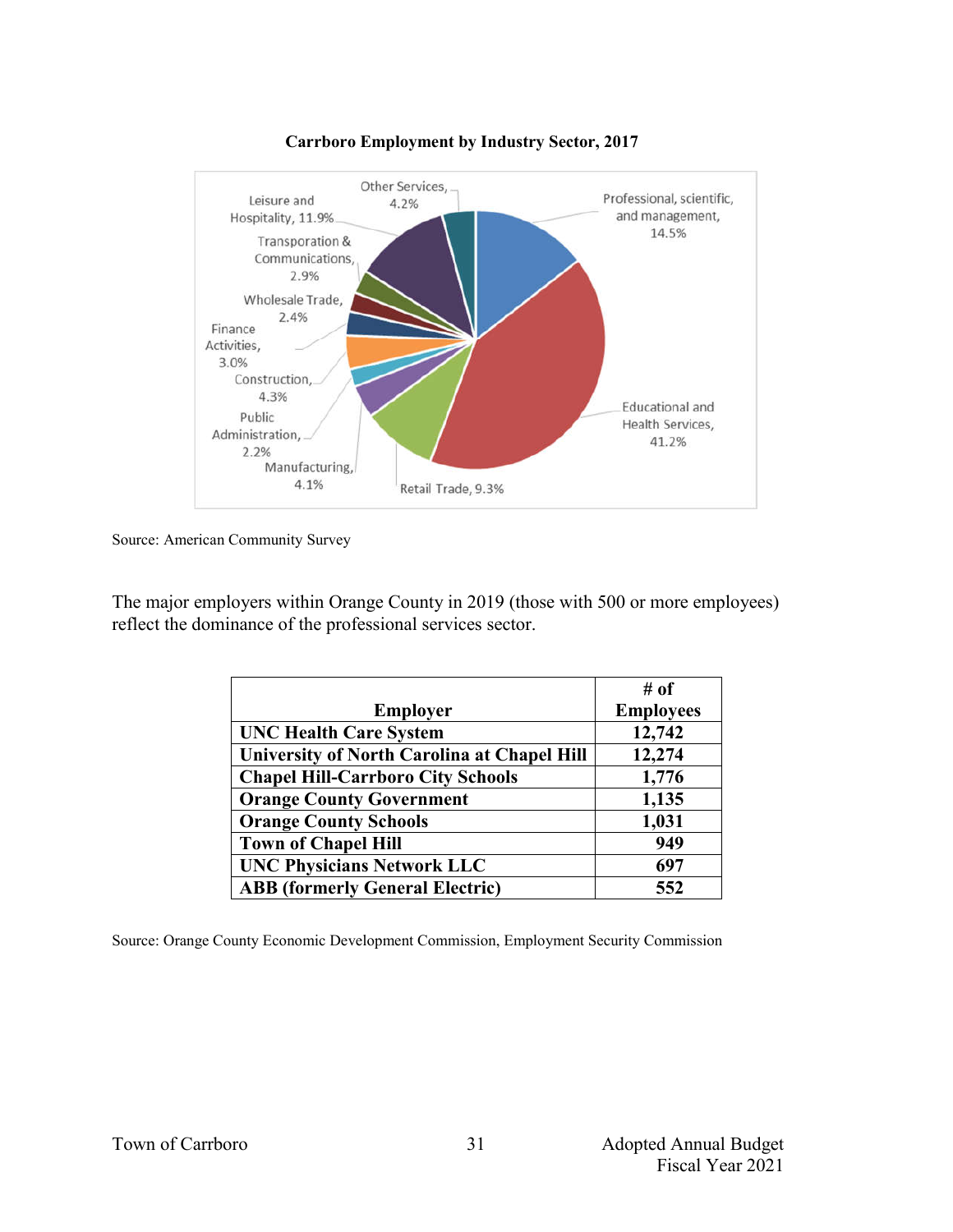**Carrboro Employment by Industry Sector, 2017**

Source: American Community Survey

The major employers within Orange County in 2019 (those with 500 or more employees) reflect the dominance of the professional services sector.

| Employer | # of Employees |
|---|---|
| UNC Health Care System | 12,742 |
| University of North Carolina at Chapel Hill | 12,274 |
| Chapel Hill-Carrboro City Schools | 1,776 |
| Orange County Government | 1,135 |
| Orange County Schools | 1,031 |
| Town of Chapel Hill | 949 |
| UNC Physicians Network LLC | 697 |
| ABB (formerly General Electric) | 552 |

Source: Orange County Economic Development Commission, Employment Security Commission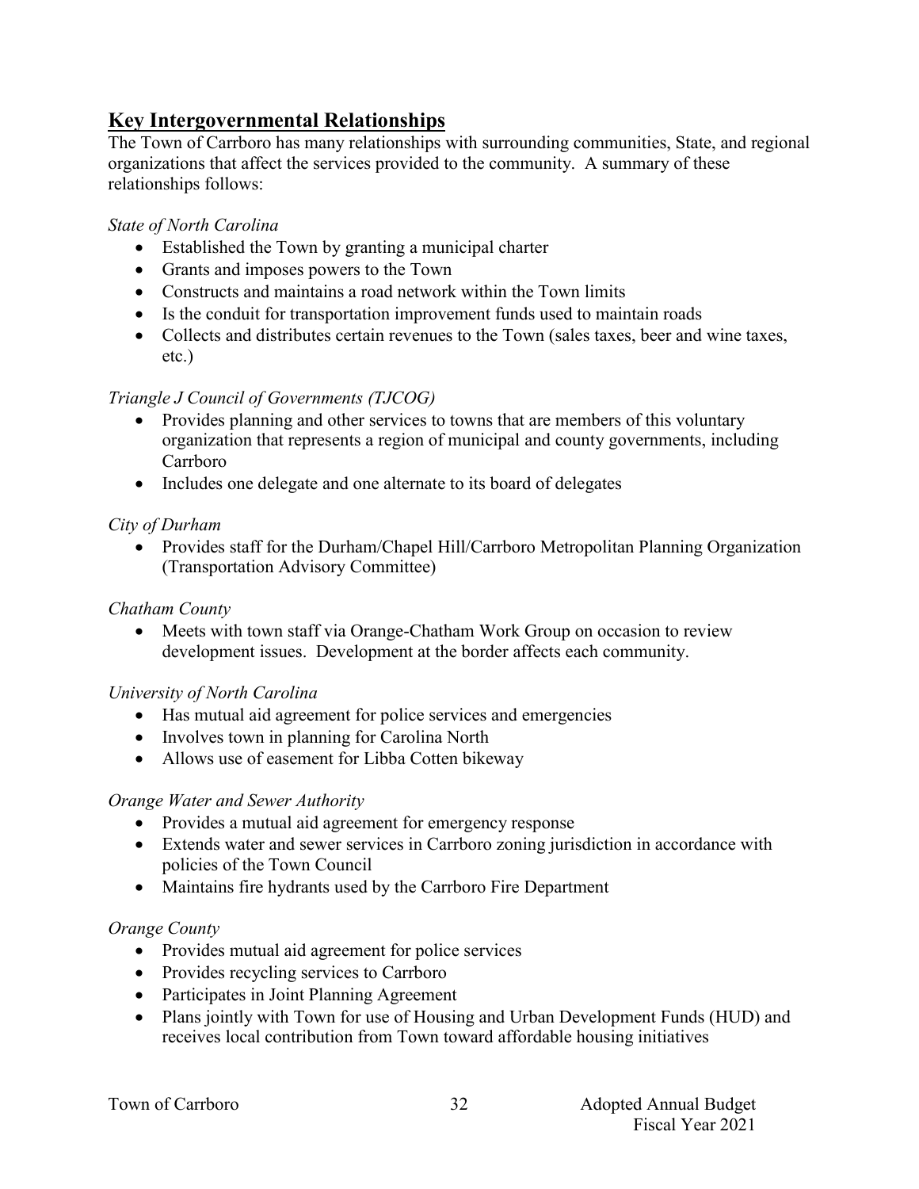## Key Intergovernmental Relationships

The Town of Carrboro has many relationships with surrounding communities, State, and regional organizations that affect the services provided to the community. A summary of these relationships follows:

*State of North Carolina*

- Established the Town by granting a municipal charter
- Grants and imposes powers to the Town
- Constructs and maintains a road network within the Town limits
- Is the conduit for transportation improvement funds used to maintain roads
- Collects and distributes certain revenues to the Town (sales taxes, beer and wine taxes, etc.)

*Triangle J Council of Governments (TJCOG)*

- Provides planning and other services to towns that are members of this voluntary organization that represents a region of municipal and county governments, including Carrboro
- Includes one delegate and one alternate to its board of delegates

*City of Durham*

- Provides staff for the Durham/Chapel Hill/Carrboro Metropolitan Planning Organization (Transportation Advisory Committee)

*Chatham County*

- Meets with town staff via Orange-Chatham Work Group on occasion to review development issues. Development at the border affects each community.

*University of North Carolina*

- Has mutual aid agreement for police services and emergencies
- Involves town in planning for Carolina North
- Allows use of easement for Libba Cotten bikeway

*Orange Water and Sewer Authority*

- Provides a mutual aid agreement for emergency response
- Extends water and sewer services in Carrboro zoning jurisdiction in accordance with policies of the Town Council
- Maintains fire hydrants used by the Carrboro Fire Department

*Orange County*

- Provides mutual aid agreement for police services
- Provides recycling services to Carrboro
- Participates in Joint Planning Agreement
- Plans jointly with Town for use of Housing and Urban Development Funds (HUD) and receives local contribution from Town toward affordable housing initiatives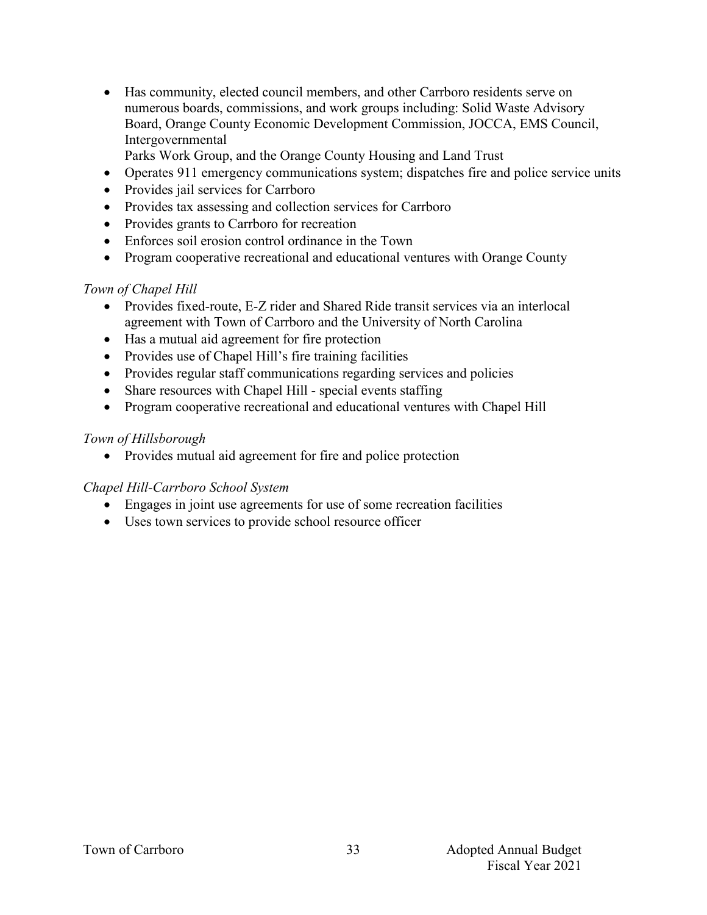- Has community, elected council members, and other Carrboro residents serve on numerous boards, commissions, and work groups including: Solid Waste Advisory Board, Orange County Economic Development Commission, JOCCA, EMS Council, Intergovernmental Parks Work Group, and the Orange County Housing and Land Trust
- Operates 911 emergency communications system; dispatches fire and police service units
- Provides jail services for Carrboro
- Provides tax assessing and collection services for Carrboro
- Provides grants to Carrboro for recreation
- Enforces soil erosion control ordinance in the Town
- Program cooperative recreational and educational ventures with Orange County

*Town of Chapel Hill*

- Provides fixed-route, E-Z rider and Shared Ride transit services via an interlocal agreement with Town of Carrboro and the University of North Carolina
- Has a mutual aid agreement for fire protection
- Provides use of Chapel Hill's fire training facilities
- Provides regular staff communications regarding services and policies
- Share resources with Chapel Hill - special events staffing
- Program cooperative recreational and educational ventures with Chapel Hill

*Town of Hillsborough*

- Provides mutual aid agreement for fire and police protection

*Chapel Hill-Carrboro School System*

- Engages in joint use agreements for use of some recreation facilities
- Uses town services to provide school resource officer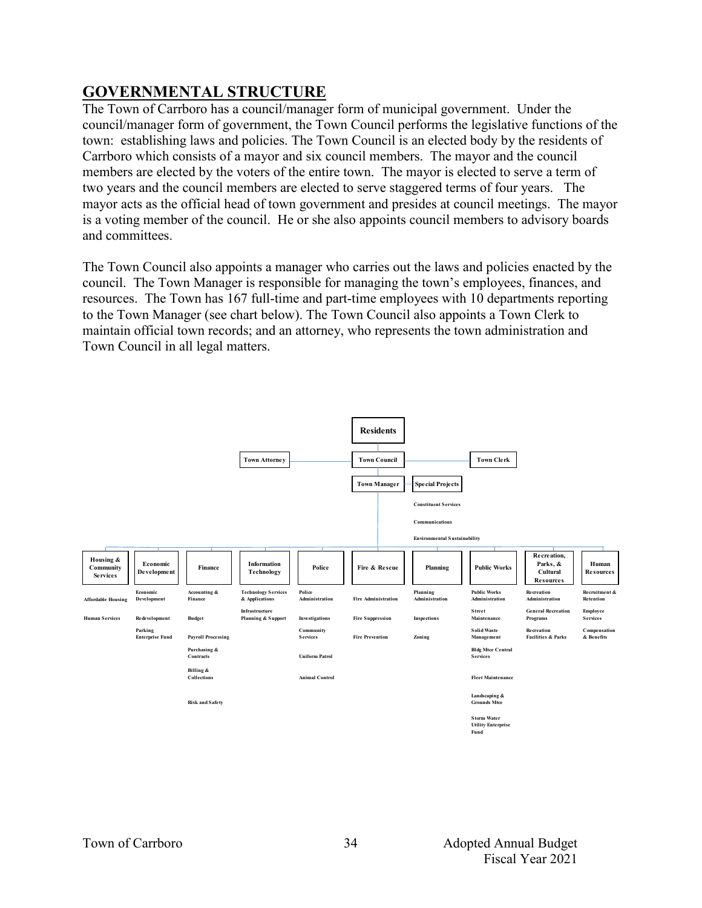## GOVERNMENTAL STRUCTURE

The Town of Carrboro has a council/manager form of municipal government. Under the council/manager form of government, the Town Council performs the legislative functions of the town: establishing laws and policies. The Town Council is an elected body by the residents of Carrboro which consists of a mayor and six council members. The mayor and the council members are elected by the voters of the entire town. The mayor is elected to serve a term of two years and the council members are elected to serve staggered terms of four years. The mayor acts as the official head of town government and presides at council meetings. The mayor is a voting member of the council. He or she also appoints council members to advisory boards and committees.

The Town Council also appoints a manager who carries out the laws and policies enacted by the council. The Town Manager is responsible for managing the town's employees, finances, and resources. The Town has 167 full-time and part-time employees with 10 departments reporting to the Town Manager (see chart below). The Town Council also appoints a Town Clerk to maintain official town records; and an attorney, who represents the town administration and Town Council in all legal matters.

**Residents**

**Town Attorney** — **Town Council** — **Town Clerk**

**Town Manager** — **Special Projects**
- Constituent Services
- Communications
- Environmental Sustainability

| Housing & Community Services | Economic Development | Finance | Information Technology | Police | Fire & Rescue | Planning | Public Works | Recreation, Parks, & Cultural Resources | Human Resources |
|---|---|---|---|---|---|---|---|---|---|
| Affordable Housing | Economic Development | Accounting & Finance | Technology Services & Applications | Police Administration | Fire Administration | Planning Administration | Public Works Administration | Recreation Administration | Recruitment & Retention |
| Human Services | Redevelopment | Budget | Infrastructure Planning & Support | Investigations | Fire Suppression | Inspections | Street Maintenance | General Recreation Programs | Employee Services |
| | Parking Enterprise Fund | Payroll Processing | | Community Services | Fire Prevention | Zoning | Solid Waste Management | Recreation Facilities & Parks | Compensation & Benefits |
| | | Purchasing & Contracts | | Uniform Patrol | | | Bldg Mtce Central Services | | |
| | | Billing & Collections | | Animal Control | | | Fleet Maintenance | | |
| | | Risk and Safety | | | | | Landscaping & Grounds Mtce | | |
| | | | | | | | Storm Water Utility Enterprise Fund | | |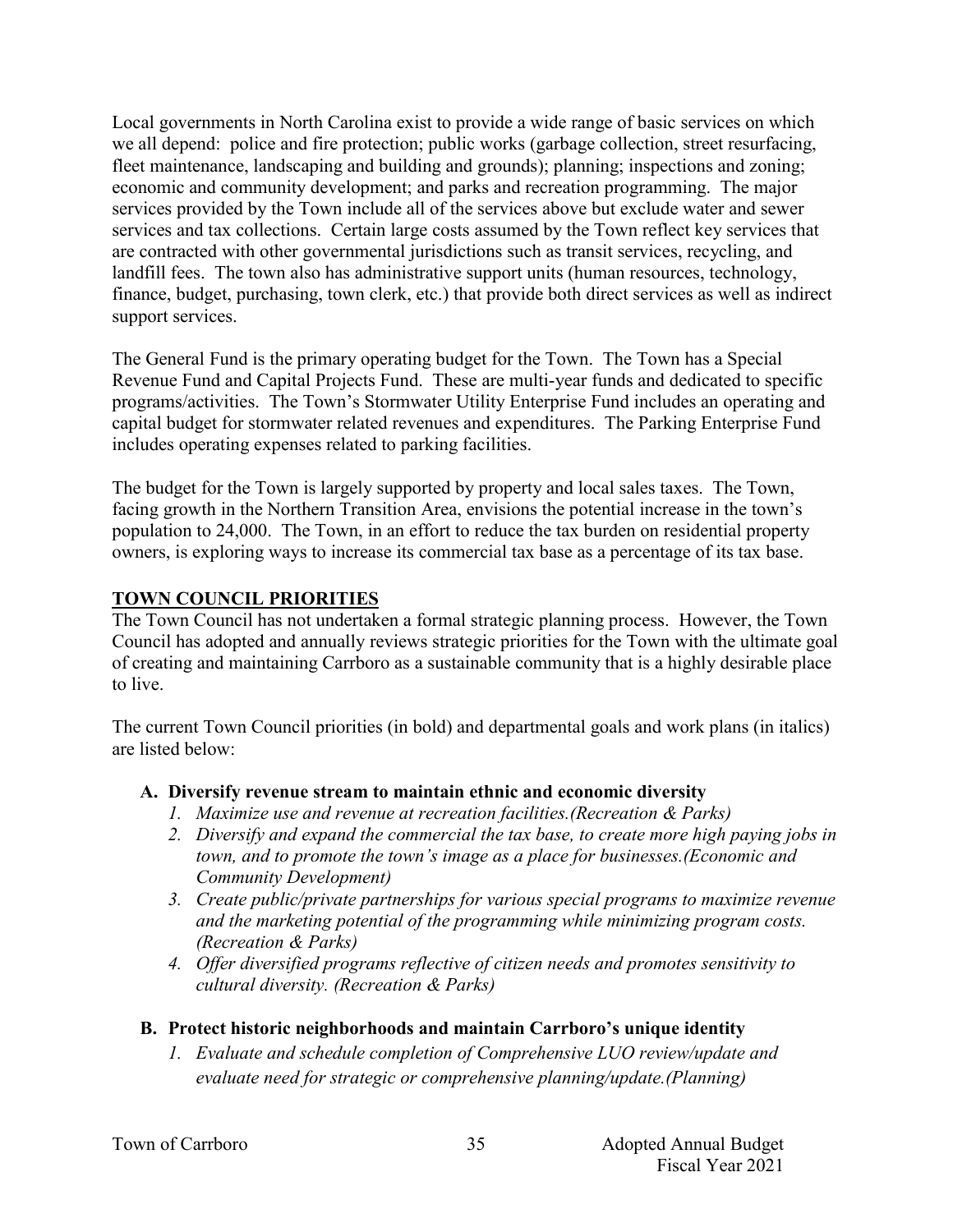Local governments in North Carolina exist to provide a wide range of basic services on which we all depend: police and fire protection; public works (garbage collection, street resurfacing, fleet maintenance, landscaping and building and grounds); planning; inspections and zoning; economic and community development; and parks and recreation programming. The major services provided by the Town include all of the services above but exclude water and sewer services and tax collections. Certain large costs assumed by the Town reflect key services that are contracted with other governmental jurisdictions such as transit services, recycling, and landfill fees. The town also has administrative support units (human resources, technology, finance, budget, purchasing, town clerk, etc.) that provide both direct services as well as indirect support services.

The General Fund is the primary operating budget for the Town. The Town has a Special Revenue Fund and Capital Projects Fund. These are multi-year funds and dedicated to specific programs/activities. The Town's Stormwater Utility Enterprise Fund includes an operating and capital budget for stormwater related revenues and expenditures. The Parking Enterprise Fund includes operating expenses related to parking facilities.

The budget for the Town is largely supported by property and local sales taxes. The Town, facing growth in the Northern Transition Area, envisions the potential increase in the town's population to 24,000. The Town, in an effort to reduce the tax burden on residential property owners, is exploring ways to increase its commercial tax base as a percentage of its tax base.

## TOWN COUNCIL PRIORITIES

The Town Council has not undertaken a formal strategic planning process. However, the Town Council has adopted and annually reviews strategic priorities for the Town with the ultimate goal of creating and maintaining Carrboro as a sustainable community that is a highly desirable place to live.

The current Town Council priorities (in bold) and departmental goals and work plans (in italics) are listed below:

**A. Diversify revenue stream to maintain ethnic and economic diversity**

1. *Maximize use and revenue at recreation facilities.(Recreation & Parks)*
2. *Diversify and expand the commercial the tax base, to create more high paying jobs in town, and to promote the town's image as a place for businesses.(Economic and Community Development)*
3. *Create public/private partnerships for various special programs to maximize revenue and the marketing potential of the programming while minimizing program costs. (Recreation & Parks)*
4. *Offer diversified programs reflective of citizen needs and promotes sensitivity to cultural diversity. (Recreation & Parks)*

**B. Protect historic neighborhoods and maintain Carrboro's unique identity**

1. *Evaluate and schedule completion of Comprehensive LUO review/update and evaluate need for strategic or comprehensive planning/update.(Planning)*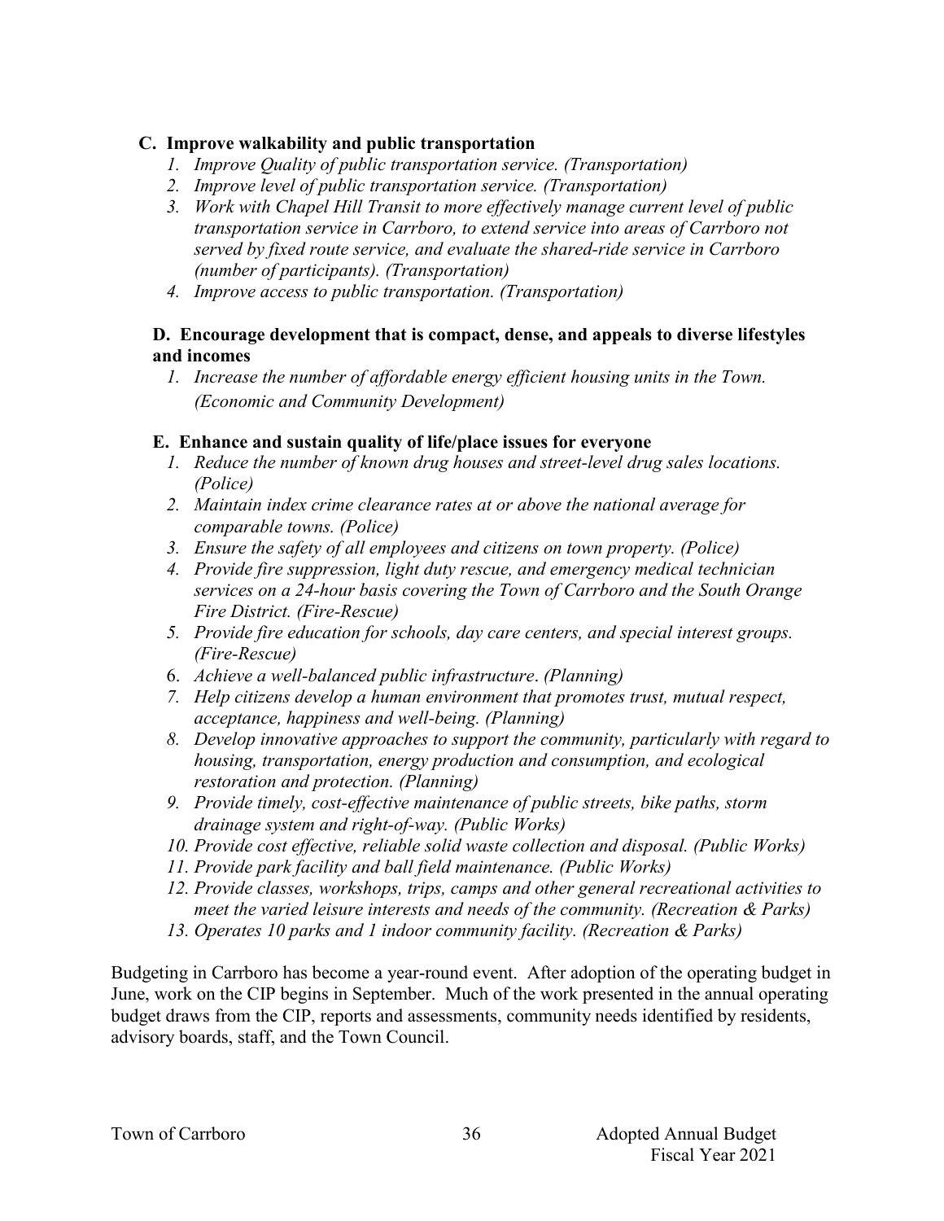**C. Improve walkability and public transportation**

1. *Improve Quality of public transportation service. (Transportation)*
2. *Improve level of public transportation service. (Transportation)*
3. *Work with Chapel Hill Transit to more effectively manage current level of public transportation service in Carrboro, to extend service into areas of Carrboro not served by fixed route service, and evaluate the shared-ride service in Carrboro (number of participants). (Transportation)*
4. *Improve access to public transportation. (Transportation)*

**D. Encourage development that is compact, dense, and appeals to diverse lifestyles and incomes**

1. *Increase the number of affordable energy efficient housing units in the Town. (Economic and Community Development)*

**E. Enhance and sustain quality of life/place issues for everyone**

1. *Reduce the number of known drug houses and street-level drug sales locations. (Police)*
2. *Maintain index crime clearance rates at or above the national average for comparable towns. (Police)*
3. *Ensure the safety of all employees and citizens on town property. (Police)*
4. *Provide fire suppression, light duty rescue, and emergency medical technician services on a 24-hour basis covering the Town of Carrboro and the South Orange Fire District. (Fire-Rescue)*
5. *Provide fire education for schools, day care centers, and special interest groups. (Fire-Rescue)*
6. *Achieve a well-balanced public infrastructure. (Planning)*
7. *Help citizens develop a human environment that promotes trust, mutual respect, acceptance, happiness and well-being. (Planning)*
8. *Develop innovative approaches to support the community, particularly with regard to housing, transportation, energy production and consumption, and ecological restoration and protection. (Planning)*
9. *Provide timely, cost-effective maintenance of public streets, bike paths, storm drainage system and right-of-way. (Public Works)*
10. *Provide cost effective, reliable solid waste collection and disposal. (Public Works)*
11. *Provide park facility and ball field maintenance. (Public Works)*
12. *Provide classes, workshops, trips, camps and other general recreational activities to meet the varied leisure interests and needs of the community. (Recreation & Parks)*
13. *Operates 10 parks and 1 indoor community facility. (Recreation & Parks)*

Budgeting in Carrboro has become a year-round event. After adoption of the operating budget in June, work on the CIP begins in September. Much of the work presented in the annual operating budget draws from the CIP, reports and assessments, community needs identified by residents, advisory boards, staff, and the Town Council.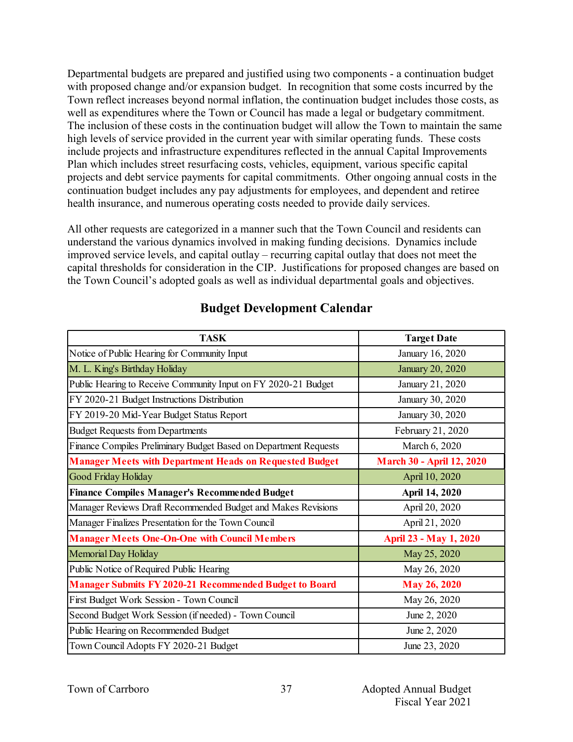Departmental budgets are prepared and justified using two components - a continuation budget with proposed change and/or expansion budget. In recognition that some costs incurred by the Town reflect increases beyond normal inflation, the continuation budget includes those costs, as well as expenditures where the Town or Council has made a legal or budgetary commitment. The inclusion of these costs in the continuation budget will allow the Town to maintain the same high levels of service provided in the current year with similar operating funds. These costs include projects and infrastructure expenditures reflected in the annual Capital Improvements Plan which includes street resurfacing costs, vehicles, equipment, various specific capital projects and debt service payments for capital commitments. Other ongoing annual costs in the continuation budget includes any pay adjustments for employees, and dependent and retiree health insurance, and numerous operating costs needed to provide daily services.

All other requests are categorized in a manner such that the Town Council and residents can understand the various dynamics involved in making funding decisions. Dynamics include improved service levels, and capital outlay – recurring capital outlay that does not meet the capital thresholds for consideration in the CIP. Justifications for proposed changes are based on the Town Council's adopted goals as well as individual departmental goals and objectives.

## Budget Development Calendar

| TASK | Target Date |
|---|---|
| Notice of Public Hearing for Community Input | January 16, 2020 |
| M. L. King's Birthday Holiday | January 20, 2020 |
| Public Hearing to Receive Community Input on FY 2020-21 Budget | January 21, 2020 |
| FY 2020-21 Budget Instructions Distribution | January 30, 2020 |
| FY 2019-20 Mid-Year Budget Status Report | January 30, 2020 |
| Budget Requests from Departments | February 21, 2020 |
| Finance Compiles Preliminary Budget Based on Department Requests | March 6, 2020 |
| **Manager Meets with Department Heads on Requested Budget** | **March 30 - April 12, 2020** |
| Good Friday Holiday | April 10, 2020 |
| **Finance Compiles Manager's Recommended Budget** | **April 14, 2020** |
| Manager Reviews Draft Recommended Budget and Makes Revisions | April 20, 2020 |
| Manager Finalizes Presentation for the Town Council | April 21, 2020 |
| **Manager Meets One-On-One with Council Members** | **April 23 - May 1, 2020** |
| Memorial Day Holiday | May 25, 2020 |
| Public Notice of Required Public Hearing | May 26, 2020 |
| **Manager Submits FY 2020-21 Recommended Budget to Board** | **May 26, 2020** |
| First Budget Work Session - Town Council | May 26, 2020 |
| Second Budget Work Session (if needed) - Town Council | June 2, 2020 |
| Public Hearing on Recommended Budget | June 2, 2020 |
| Town Council Adopts FY 2020-21 Budget | June 23, 2020 |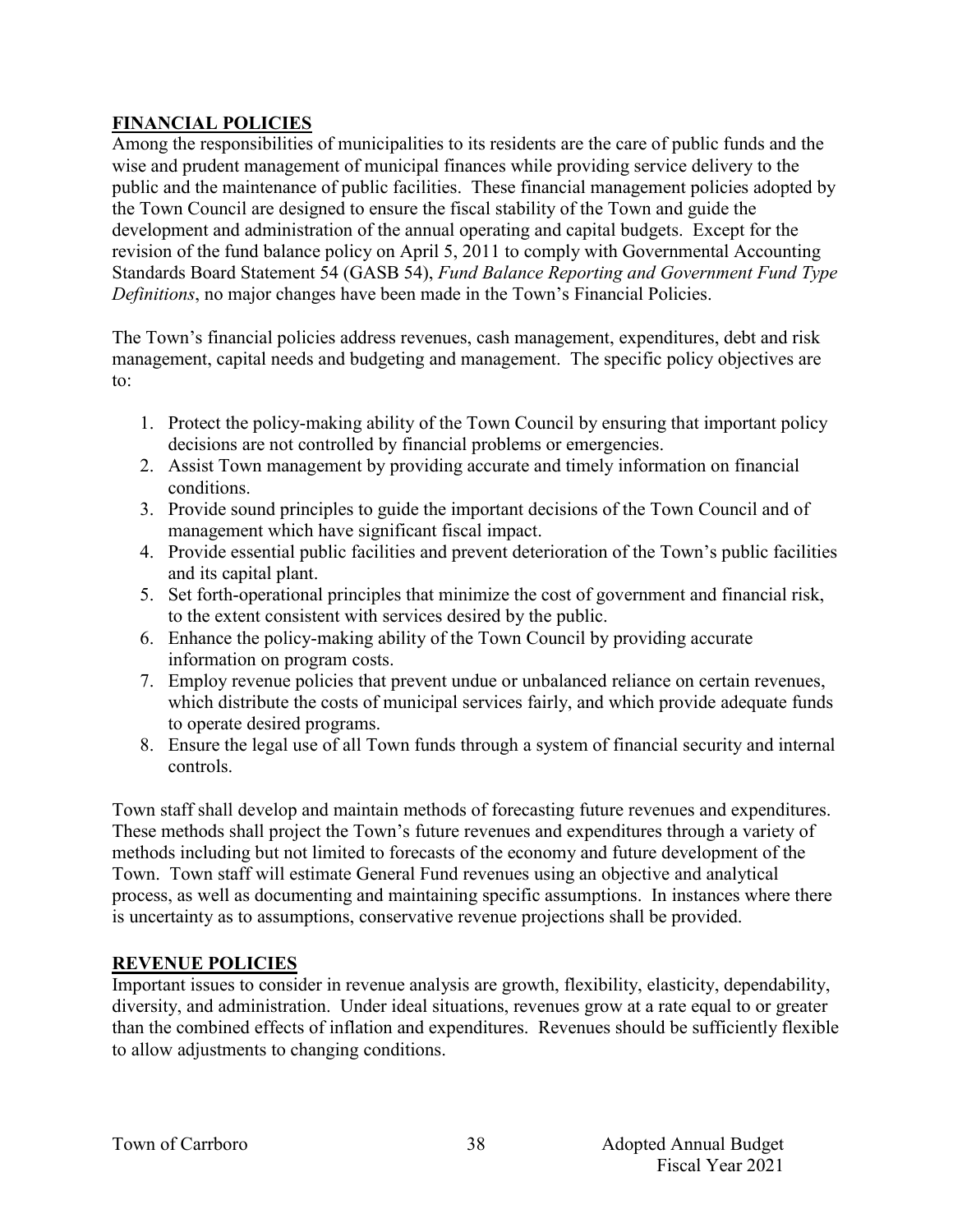## FINANCIAL POLICIES

Among the responsibilities of municipalities to its residents are the care of public funds and the wise and prudent management of municipal finances while providing service delivery to the public and the maintenance of public facilities. These financial management policies adopted by the Town Council are designed to ensure the fiscal stability of the Town and guide the development and administration of the annual operating and capital budgets. Except for the revision of the fund balance policy on April 5, 2011 to comply with Governmental Accounting Standards Board Statement 54 (GASB 54), *Fund Balance Reporting and Government Fund Type Definitions*, no major changes have been made in the Town's Financial Policies.

The Town's financial policies address revenues, cash management, expenditures, debt and risk management, capital needs and budgeting and management. The specific policy objectives are to:

1. Protect the policy-making ability of the Town Council by ensuring that important policy decisions are not controlled by financial problems or emergencies.
2. Assist Town management by providing accurate and timely information on financial conditions.
3. Provide sound principles to guide the important decisions of the Town Council and of management which have significant fiscal impact.
4. Provide essential public facilities and prevent deterioration of the Town's public facilities and its capital plant.
5. Set forth-operational principles that minimize the cost of government and financial risk, to the extent consistent with services desired by the public.
6. Enhance the policy-making ability of the Town Council by providing accurate information on program costs.
7. Employ revenue policies that prevent undue or unbalanced reliance on certain revenues, which distribute the costs of municipal services fairly, and which provide adequate funds to operate desired programs.
8. Ensure the legal use of all Town funds through a system of financial security and internal controls.

Town staff shall develop and maintain methods of forecasting future revenues and expenditures. These methods shall project the Town's future revenues and expenditures through a variety of methods including but not limited to forecasts of the economy and future development of the Town. Town staff will estimate General Fund revenues using an objective and analytical process, as well as documenting and maintaining specific assumptions. In instances where there is uncertainty as to assumptions, conservative revenue projections shall be provided.

## REVENUE POLICIES

Important issues to consider in revenue analysis are growth, flexibility, elasticity, dependability, diversity, and administration. Under ideal situations, revenues grow at a rate equal to or greater than the combined effects of inflation and expenditures. Revenues should be sufficiently flexible to allow adjustments to changing conditions.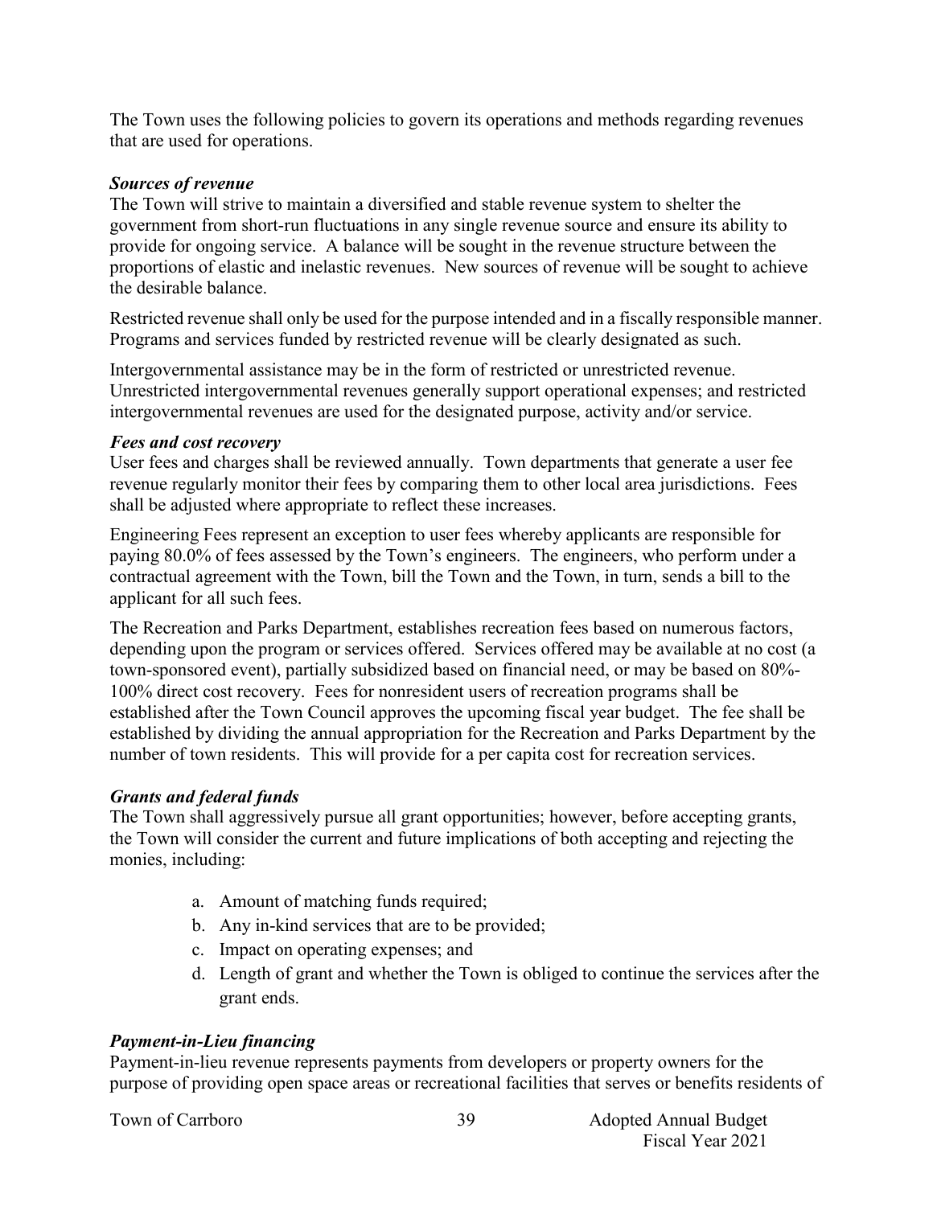The Town uses the following policies to govern its operations and methods regarding revenues that are used for operations.

***Sources of revenue***

The Town will strive to maintain a diversified and stable revenue system to shelter the government from short-run fluctuations in any single revenue source and ensure its ability to provide for ongoing service. A balance will be sought in the revenue structure between the proportions of elastic and inelastic revenues. New sources of revenue will be sought to achieve the desirable balance.

Restricted revenue shall only be used for the purpose intended and in a fiscally responsible manner. Programs and services funded by restricted revenue will be clearly designated as such.

Intergovernmental assistance may be in the form of restricted or unrestricted revenue. Unrestricted intergovernmental revenues generally support operational expenses; and restricted intergovernmental revenues are used for the designated purpose, activity and/or service.

***Fees and cost recovery***

User fees and charges shall be reviewed annually. Town departments that generate a user fee revenue regularly monitor their fees by comparing them to other local area jurisdictions. Fees shall be adjusted where appropriate to reflect these increases.

Engineering Fees represent an exception to user fees whereby applicants are responsible for paying 80.0% of fees assessed by the Town's engineers. The engineers, who perform under a contractual agreement with the Town, bill the Town and the Town, in turn, sends a bill to the applicant for all such fees.

The Recreation and Parks Department, establishes recreation fees based on numerous factors, depending upon the program or services offered. Services offered may be available at no cost (a town-sponsored event), partially subsidized based on financial need, or may be based on 80%-100% direct cost recovery. Fees for nonresident users of recreation programs shall be established after the Town Council approves the upcoming fiscal year budget. The fee shall be established by dividing the annual appropriation for the Recreation and Parks Department by the number of town residents. This will provide for a per capita cost for recreation services.

***Grants and federal funds***

The Town shall aggressively pursue all grant opportunities; however, before accepting grants, the Town will consider the current and future implications of both accepting and rejecting the monies, including:

a. Amount of matching funds required;
b. Any in-kind services that are to be provided;
c. Impact on operating expenses; and
d. Length of grant and whether the Town is obliged to continue the services after the grant ends.

***Payment-in-Lieu financing***

Payment-in-lieu revenue represents payments from developers or property owners for the purpose of providing open space areas or recreational facilities that serves or benefits residents of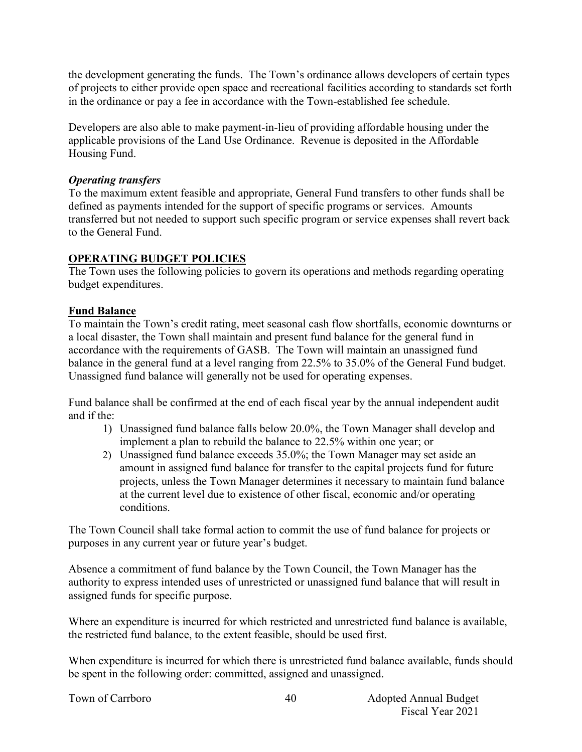the development generating the funds. The Town's ordinance allows developers of certain types of projects to either provide open space and recreational facilities according to standards set forth in the ordinance or pay a fee in accordance with the Town-established fee schedule.

Developers are also able to make payment-in-lieu of providing affordable housing under the applicable provisions of the Land Use Ordinance. Revenue is deposited in the Affordable Housing Fund.

***Operating transfers***

To the maximum extent feasible and appropriate, General Fund transfers to other funds shall be defined as payments intended for the support of specific programs or services. Amounts transferred but not needed to support such specific program or service expenses shall revert back to the General Fund.

## OPERATING BUDGET POLICIES

The Town uses the following policies to govern its operations and methods regarding operating budget expenditures.

### Fund Balance

To maintain the Town's credit rating, meet seasonal cash flow shortfalls, economic downturns or a local disaster, the Town shall maintain and present fund balance for the general fund in accordance with the requirements of GASB. The Town will maintain an unassigned fund balance in the general fund at a level ranging from 22.5% to 35.0% of the General Fund budget. Unassigned fund balance will generally not be used for operating expenses.

Fund balance shall be confirmed at the end of each fiscal year by the annual independent audit and if the:

1) Unassigned fund balance falls below 20.0%, the Town Manager shall develop and implement a plan to rebuild the balance to 22.5% within one year; or
2) Unassigned fund balance exceeds 35.0%; the Town Manager may set aside an amount in assigned fund balance for transfer to the capital projects fund for future projects, unless the Town Manager determines it necessary to maintain fund balance at the current level due to existence of other fiscal, economic and/or operating conditions.

The Town Council shall take formal action to commit the use of fund balance for projects or purposes in any current year or future year's budget.

Absence a commitment of fund balance by the Town Council, the Town Manager has the authority to express intended uses of unrestricted or unassigned fund balance that will result in assigned funds for specific purpose.

Where an expenditure is incurred for which restricted and unrestricted fund balance is available, the restricted fund balance, to the extent feasible, should be used first.

When expenditure is incurred for which there is unrestricted fund balance available, funds should be spent in the following order: committed, assigned and unassigned.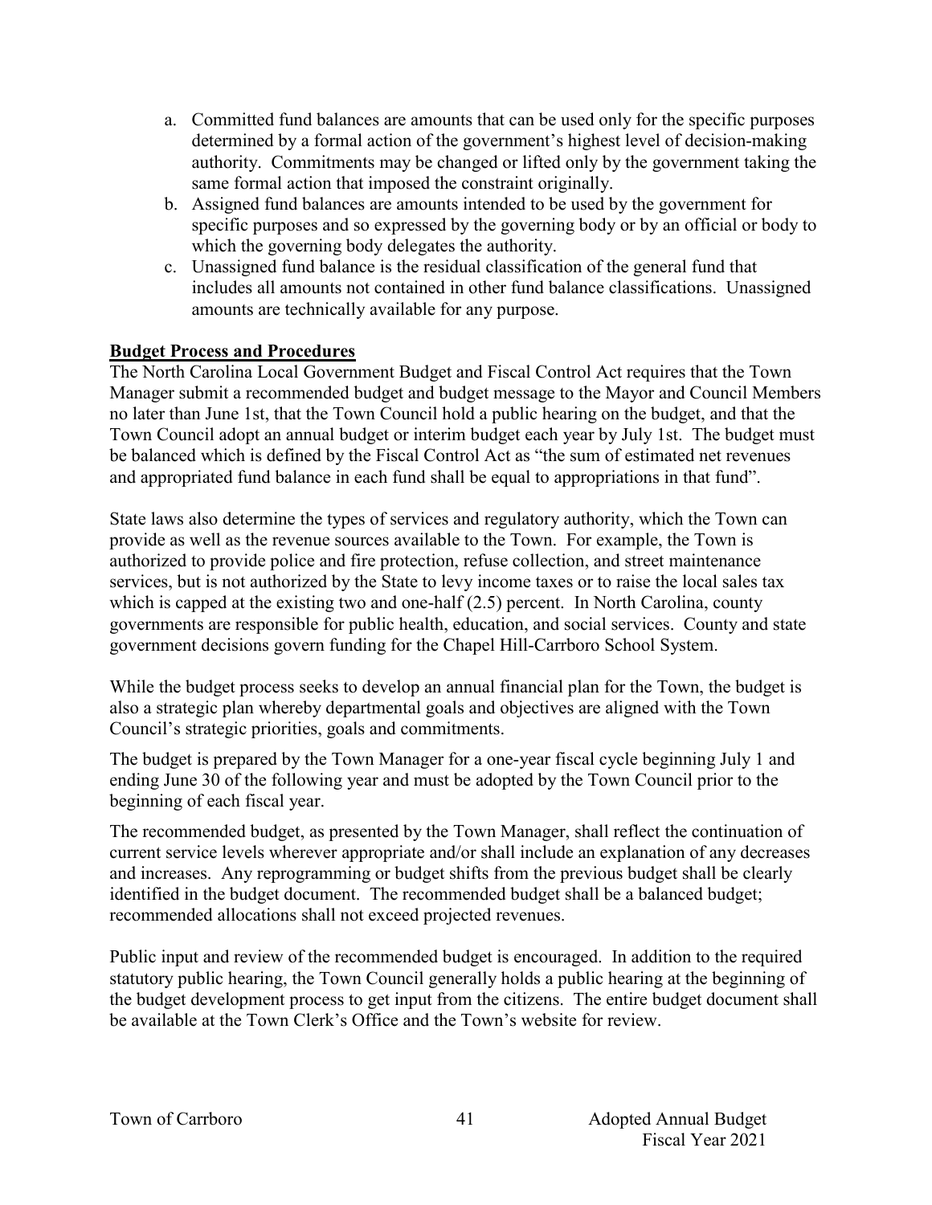a. Committed fund balances are amounts that can be used only for the specific purposes determined by a formal action of the government's highest level of decision-making authority. Commitments may be changed or lifted only by the government taking the same formal action that imposed the constraint originally.
b. Assigned fund balances are amounts intended to be used by the government for specific purposes and so expressed by the governing body or by an official or body to which the governing body delegates the authority.
c. Unassigned fund balance is the residual classification of the general fund that includes all amounts not contained in other fund balance classifications. Unassigned amounts are technically available for any purpose.

**Budget Process and Procedures**

The North Carolina Local Government Budget and Fiscal Control Act requires that the Town Manager submit a recommended budget and budget message to the Mayor and Council Members no later than June 1st, that the Town Council hold a public hearing on the budget, and that the Town Council adopt an annual budget or interim budget each year by July 1st. The budget must be balanced which is defined by the Fiscal Control Act as "the sum of estimated net revenues and appropriated fund balance in each fund shall be equal to appropriations in that fund".

State laws also determine the types of services and regulatory authority, which the Town can provide as well as the revenue sources available to the Town. For example, the Town is authorized to provide police and fire protection, refuse collection, and street maintenance services, but is not authorized by the State to levy income taxes or to raise the local sales tax which is capped at the existing two and one-half (2.5) percent. In North Carolina, county governments are responsible for public health, education, and social services. County and state government decisions govern funding for the Chapel Hill-Carrboro School System.

While the budget process seeks to develop an annual financial plan for the Town, the budget is also a strategic plan whereby departmental goals and objectives are aligned with the Town Council's strategic priorities, goals and commitments.

The budget is prepared by the Town Manager for a one-year fiscal cycle beginning July 1 and ending June 30 of the following year and must be adopted by the Town Council prior to the beginning of each fiscal year.

The recommended budget, as presented by the Town Manager, shall reflect the continuation of current service levels wherever appropriate and/or shall include an explanation of any decreases and increases. Any reprogramming or budget shifts from the previous budget shall be clearly identified in the budget document. The recommended budget shall be a balanced budget; recommended allocations shall not exceed projected revenues.

Public input and review of the recommended budget is encouraged. In addition to the required statutory public hearing, the Town Council generally holds a public hearing at the beginning of the budget development process to get input from the citizens. The entire budget document shall be available at the Town Clerk's Office and the Town's website for review.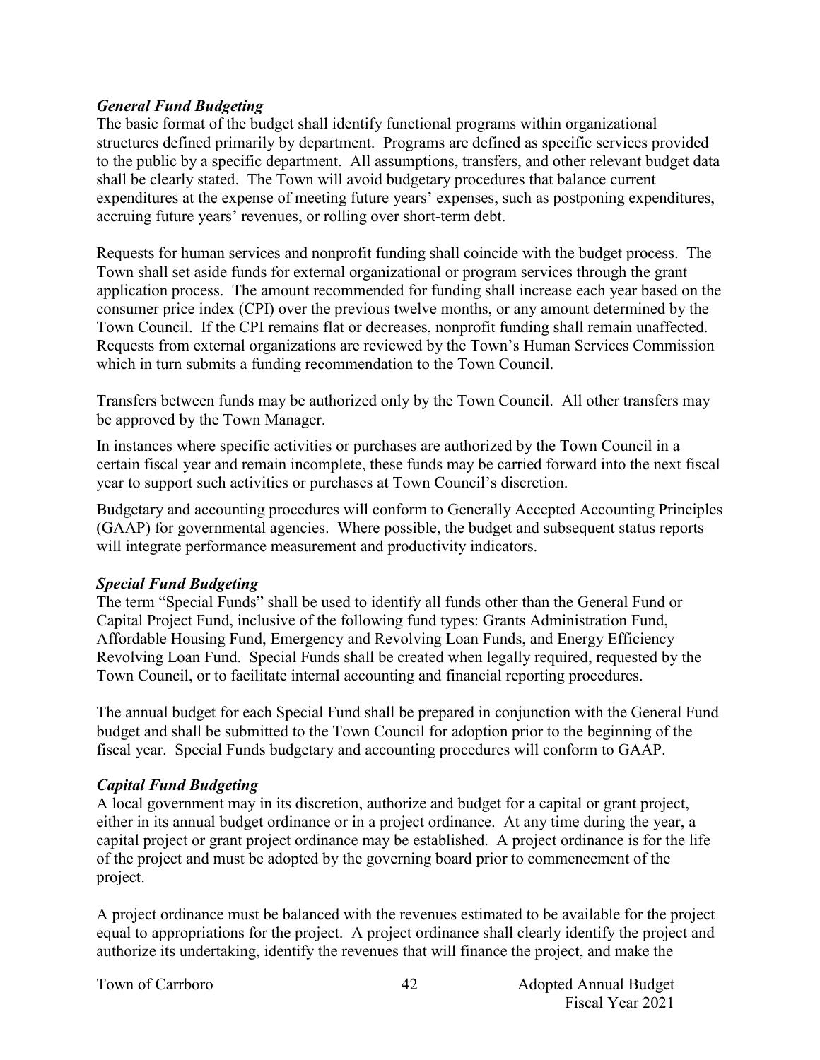### *General Fund Budgeting*

The basic format of the budget shall identify functional programs within organizational structures defined primarily by department. Programs are defined as specific services provided to the public by a specific department. All assumptions, transfers, and other relevant budget data shall be clearly stated. The Town will avoid budgetary procedures that balance current expenditures at the expense of meeting future years' expenses, such as postponing expenditures, accruing future years' revenues, or rolling over short-term debt.

Requests for human services and nonprofit funding shall coincide with the budget process. The Town shall set aside funds for external organizational or program services through the grant application process. The amount recommended for funding shall increase each year based on the consumer price index (CPI) over the previous twelve months, or any amount determined by the Town Council. If the CPI remains flat or decreases, nonprofit funding shall remain unaffected. Requests from external organizations are reviewed by the Town's Human Services Commission which in turn submits a funding recommendation to the Town Council.

Transfers between funds may be authorized only by the Town Council. All other transfers may be approved by the Town Manager.

In instances where specific activities or purchases are authorized by the Town Council in a certain fiscal year and remain incomplete, these funds may be carried forward into the next fiscal year to support such activities or purchases at Town Council's discretion.

Budgetary and accounting procedures will conform to Generally Accepted Accounting Principles (GAAP) for governmental agencies. Where possible, the budget and subsequent status reports will integrate performance measurement and productivity indicators.

### *Special Fund Budgeting*

The term "Special Funds" shall be used to identify all funds other than the General Fund or Capital Project Fund, inclusive of the following fund types: Grants Administration Fund, Affordable Housing Fund, Emergency and Revolving Loan Funds, and Energy Efficiency Revolving Loan Fund. Special Funds shall be created when legally required, requested by the Town Council, or to facilitate internal accounting and financial reporting procedures.

The annual budget for each Special Fund shall be prepared in conjunction with the General Fund budget and shall be submitted to the Town Council for adoption prior to the beginning of the fiscal year. Special Funds budgetary and accounting procedures will conform to GAAP.

### *Capital Fund Budgeting*

A local government may in its discretion, authorize and budget for a capital or grant project, either in its annual budget ordinance or in a project ordinance. At any time during the year, a capital project or grant project ordinance may be established. A project ordinance is for the life of the project and must be adopted by the governing board prior to commencement of the project.

A project ordinance must be balanced with the revenues estimated to be available for the project equal to appropriations for the project. A project ordinance shall clearly identify the project and authorize its undertaking, identify the revenues that will finance the project, and make the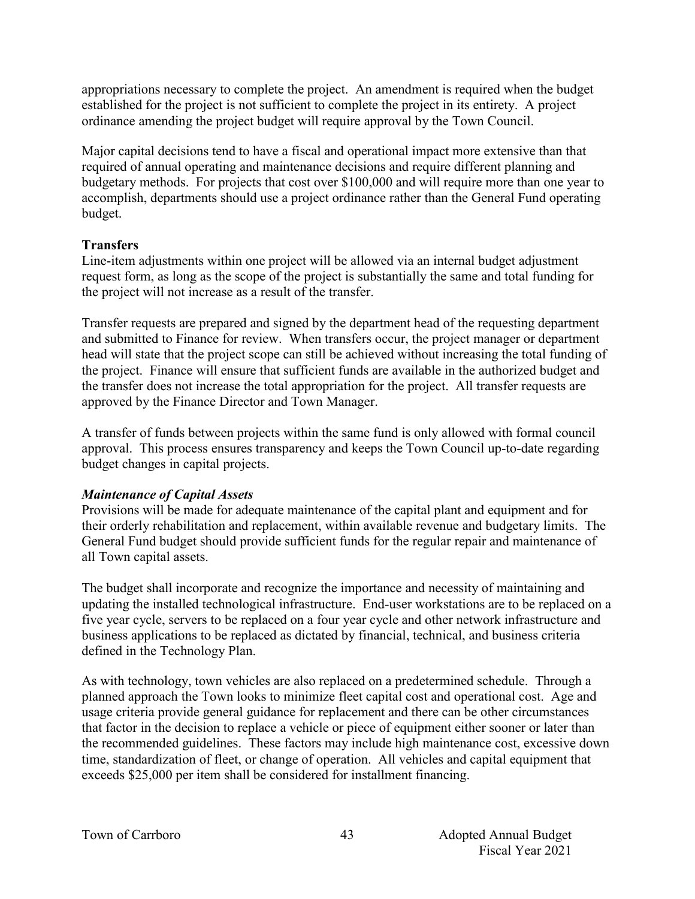appropriations necessary to complete the project. An amendment is required when the budget established for the project is not sufficient to complete the project in its entirety. A project ordinance amending the project budget will require approval by the Town Council.

Major capital decisions tend to have a fiscal and operational impact more extensive than that required of annual operating and maintenance decisions and require different planning and budgetary methods. For projects that cost over $100,000 and will require more than one year to accomplish, departments should use a project ordinance rather than the General Fund operating budget.

**Transfers**

Line-item adjustments within one project will be allowed via an internal budget adjustment request form, as long as the scope of the project is substantially the same and total funding for the project will not increase as a result of the transfer.

Transfer requests are prepared and signed by the department head of the requesting department and submitted to Finance for review. When transfers occur, the project manager or department head will state that the project scope can still be achieved without increasing the total funding of the project. Finance will ensure that sufficient funds are available in the authorized budget and the transfer does not increase the total appropriation for the project. All transfer requests are approved by the Finance Director and Town Manager.

A transfer of funds between projects within the same fund is only allowed with formal council approval. This process ensures transparency and keeps the Town Council up-to-date regarding budget changes in capital projects.

***Maintenance of Capital Assets***

Provisions will be made for adequate maintenance of the capital plant and equipment and for their orderly rehabilitation and replacement, within available revenue and budgetary limits. The General Fund budget should provide sufficient funds for the regular repair and maintenance of all Town capital assets.

The budget shall incorporate and recognize the importance and necessity of maintaining and updating the installed technological infrastructure. End-user workstations are to be replaced on a five year cycle, servers to be replaced on a four year cycle and other network infrastructure and business applications to be replaced as dictated by financial, technical, and business criteria defined in the Technology Plan.

As with technology, town vehicles are also replaced on a predetermined schedule. Through a planned approach the Town looks to minimize fleet capital cost and operational cost. Age and usage criteria provide general guidance for replacement and there can be other circumstances that factor in the decision to replace a vehicle or piece of equipment either sooner or later than the recommended guidelines. These factors may include high maintenance cost, excessive down time, standardization of fleet, or change of operation. All vehicles and capital equipment that exceeds $25,000 per item shall be considered for installment financing.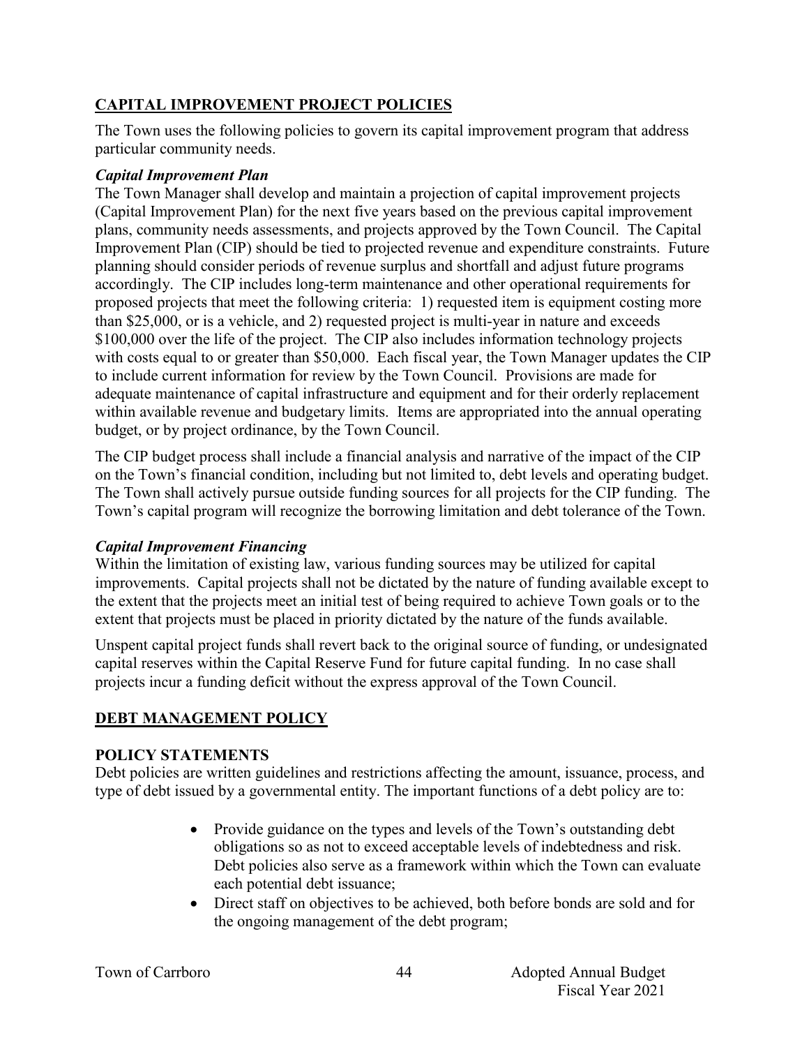## CAPITAL IMPROVEMENT PROJECT POLICIES

The Town uses the following policies to govern its capital improvement program that address particular community needs.

### *Capital Improvement Plan*

The Town Manager shall develop and maintain a projection of capital improvement projects (Capital Improvement Plan) for the next five years based on the previous capital improvement plans, community needs assessments, and projects approved by the Town Council. The Capital Improvement Plan (CIP) should be tied to projected revenue and expenditure constraints. Future planning should consider periods of revenue surplus and shortfall and adjust future programs accordingly. The CIP includes long-term maintenance and other operational requirements for proposed projects that meet the following criteria: 1) requested item is equipment costing more than $25,000, or is a vehicle, and 2) requested project is multi-year in nature and exceeds $100,000 over the life of the project. The CIP also includes information technology projects with costs equal to or greater than $50,000. Each fiscal year, the Town Manager updates the CIP to include current information for review by the Town Council. Provisions are made for adequate maintenance of capital infrastructure and equipment and for their orderly replacement within available revenue and budgetary limits. Items are appropriated into the annual operating budget, or by project ordinance, by the Town Council.

The CIP budget process shall include a financial analysis and narrative of the impact of the CIP on the Town's financial condition, including but not limited to, debt levels and operating budget. The Town shall actively pursue outside funding sources for all projects for the CIP funding. The Town's capital program will recognize the borrowing limitation and debt tolerance of the Town.

### *Capital Improvement Financing*

Within the limitation of existing law, various funding sources may be utilized for capital improvements. Capital projects shall not be dictated by the nature of funding available except to the extent that the projects meet an initial test of being required to achieve Town goals or to the extent that projects must be placed in priority dictated by the nature of the funds available.

Unspent capital project funds shall revert back to the original source of funding, or undesignated capital reserves within the Capital Reserve Fund for future capital funding. In no case shall projects incur a funding deficit without the express approval of the Town Council.

## DEBT MANAGEMENT POLICY

### POLICY STATEMENTS

Debt policies are written guidelines and restrictions affecting the amount, issuance, process, and type of debt issued by a governmental entity. The important functions of a debt policy are to:

- Provide guidance on the types and levels of the Town's outstanding debt obligations so as not to exceed acceptable levels of indebtedness and risk. Debt policies also serve as a framework within which the Town can evaluate each potential debt issuance;
- Direct staff on objectives to be achieved, both before bonds are sold and for the ongoing management of the debt program;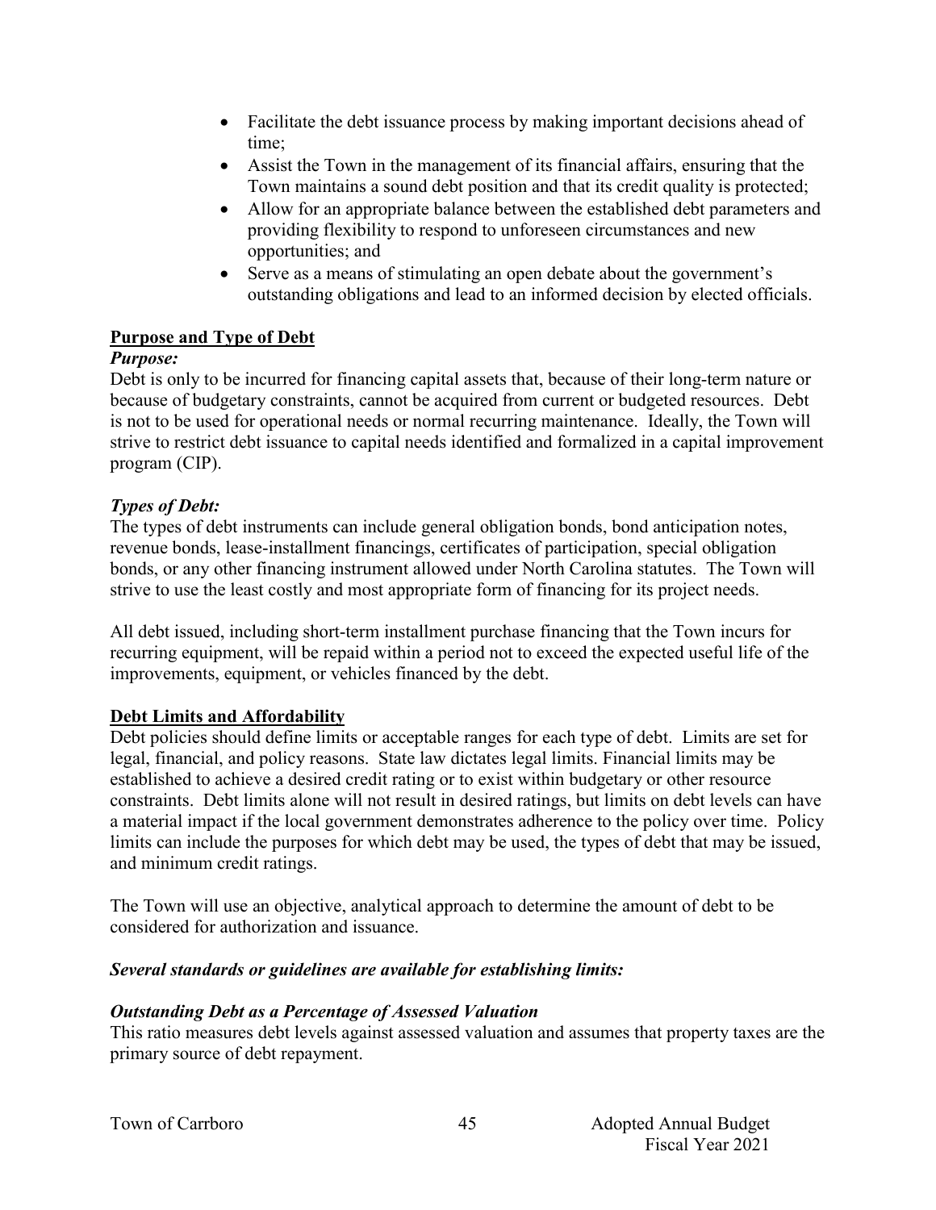- Facilitate the debt issuance process by making important decisions ahead of time;
- Assist the Town in the management of its financial affairs, ensuring that the Town maintains a sound debt position and that its credit quality is protected;
- Allow for an appropriate balance between the established debt parameters and providing flexibility to respond to unforeseen circumstances and new opportunities; and
- Serve as a means of stimulating an open debate about the government's outstanding obligations and lead to an informed decision by elected officials.

**Purpose and Type of Debt**

***Purpose:***

Debt is only to be incurred for financing capital assets that, because of their long-term nature or because of budgetary constraints, cannot be acquired from current or budgeted resources. Debt is not to be used for operational needs or normal recurring maintenance. Ideally, the Town will strive to restrict debt issuance to capital needs identified and formalized in a capital improvement program (CIP).

***Types of Debt:***

The types of debt instruments can include general obligation bonds, bond anticipation notes, revenue bonds, lease-installment financings, certificates of participation, special obligation bonds, or any other financing instrument allowed under North Carolina statutes. The Town will strive to use the least costly and most appropriate form of financing for its project needs.

All debt issued, including short-term installment purchase financing that the Town incurs for recurring equipment, will be repaid within a period not to exceed the expected useful life of the improvements, equipment, or vehicles financed by the debt.

**Debt Limits and Affordability**

Debt policies should define limits or acceptable ranges for each type of debt. Limits are set for legal, financial, and policy reasons. State law dictates legal limits. Financial limits may be established to achieve a desired credit rating or to exist within budgetary or other resource constraints. Debt limits alone will not result in desired ratings, but limits on debt levels can have a material impact if the local government demonstrates adherence to the policy over time. Policy limits can include the purposes for which debt may be used, the types of debt that may be issued, and minimum credit ratings.

The Town will use an objective, analytical approach to determine the amount of debt to be considered for authorization and issuance.

***Several standards or guidelines are available for establishing limits:***

***Outstanding Debt as a Percentage of Assessed Valuation***

This ratio measures debt levels against assessed valuation and assumes that property taxes are the primary source of debt repayment.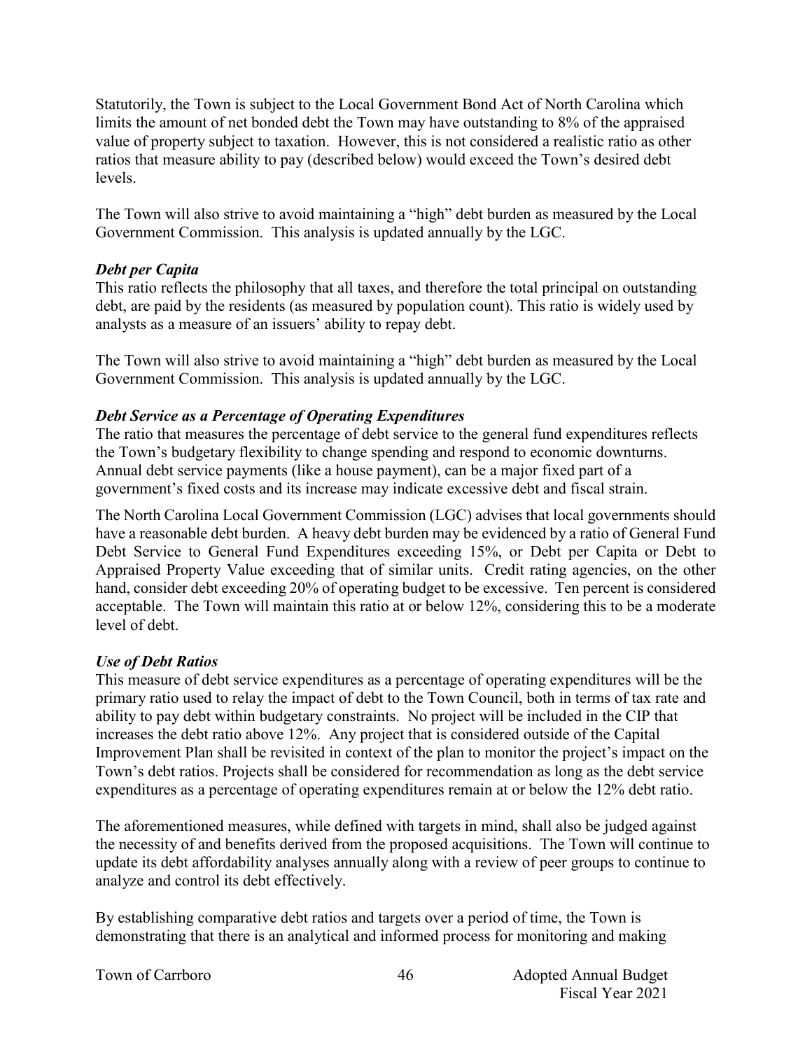Statutorily, the Town is subject to the Local Government Bond Act of North Carolina which limits the amount of net bonded debt the Town may have outstanding to 8% of the appraised value of property subject to taxation. However, this is not considered a realistic ratio as other ratios that measure ability to pay (described below) would exceed the Town's desired debt levels.

The Town will also strive to avoid maintaining a "high" debt burden as measured by the Local Government Commission. This analysis is updated annually by the LGC.

***Debt per Capita***

This ratio reflects the philosophy that all taxes, and therefore the total principal on outstanding debt, are paid by the residents (as measured by population count). This ratio is widely used by analysts as a measure of an issuers' ability to repay debt.

The Town will also strive to avoid maintaining a "high" debt burden as measured by the Local Government Commission. This analysis is updated annually by the LGC.

***Debt Service as a Percentage of Operating Expenditures***

The ratio that measures the percentage of debt service to the general fund expenditures reflects the Town's budgetary flexibility to change spending and respond to economic downturns. Annual debt service payments (like a house payment), can be a major fixed part of a government's fixed costs and its increase may indicate excessive debt and fiscal strain.

The North Carolina Local Government Commission (LGC) advises that local governments should have a reasonable debt burden. A heavy debt burden may be evidenced by a ratio of General Fund Debt Service to General Fund Expenditures exceeding 15%, or Debt per Capita or Debt to Appraised Property Value exceeding that of similar units. Credit rating agencies, on the other hand, consider debt exceeding 20% of operating budget to be excessive. Ten percent is considered acceptable. The Town will maintain this ratio at or below 12%, considering this to be a moderate level of debt.

***Use of Debt Ratios***

This measure of debt service expenditures as a percentage of operating expenditures will be the primary ratio used to relay the impact of debt to the Town Council, both in terms of tax rate and ability to pay debt within budgetary constraints. No project will be included in the CIP that increases the debt ratio above 12%. Any project that is considered outside of the Capital Improvement Plan shall be revisited in context of the plan to monitor the project's impact on the Town's debt ratios. Projects shall be considered for recommendation as long as the debt service expenditures as a percentage of operating expenditures remain at or below the 12% debt ratio.

The aforementioned measures, while defined with targets in mind, shall also be judged against the necessity of and benefits derived from the proposed acquisitions. The Town will continue to update its debt affordability analyses annually along with a review of peer groups to continue to analyze and control its debt effectively.

By establishing comparative debt ratios and targets over a period of time, the Town is demonstrating that there is an analytical and informed process for monitoring and making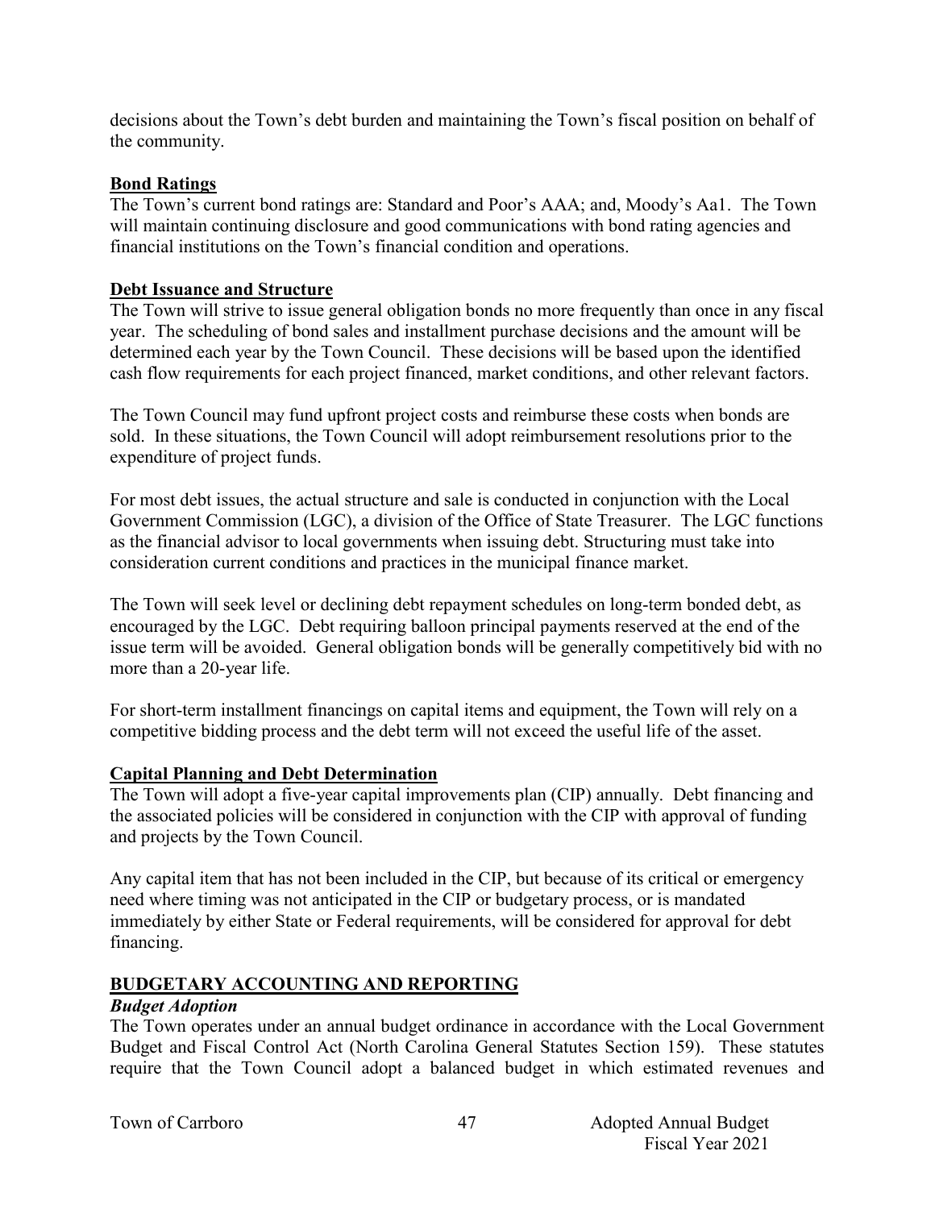decisions about the Town's debt burden and maintaining the Town's fiscal position on behalf of the community.

**Bond Ratings**

The Town's current bond ratings are: Standard and Poor's AAA; and, Moody's Aa1. The Town will maintain continuing disclosure and good communications with bond rating agencies and financial institutions on the Town's financial condition and operations.

**Debt Issuance and Structure**

The Town will strive to issue general obligation bonds no more frequently than once in any fiscal year. The scheduling of bond sales and installment purchase decisions and the amount will be determined each year by the Town Council. These decisions will be based upon the identified cash flow requirements for each project financed, market conditions, and other relevant factors.

The Town Council may fund upfront project costs and reimburse these costs when bonds are sold. In these situations, the Town Council will adopt reimbursement resolutions prior to the expenditure of project funds.

For most debt issues, the actual structure and sale is conducted in conjunction with the Local Government Commission (LGC), a division of the Office of State Treasurer. The LGC functions as the financial advisor to local governments when issuing debt. Structuring must take into consideration current conditions and practices in the municipal finance market.

The Town will seek level or declining debt repayment schedules on long-term bonded debt, as encouraged by the LGC. Debt requiring balloon principal payments reserved at the end of the issue term will be avoided. General obligation bonds will be generally competitively bid with no more than a 20-year life.

For short-term installment financings on capital items and equipment, the Town will rely on a competitive bidding process and the debt term will not exceed the useful life of the asset.

**Capital Planning and Debt Determination**

The Town will adopt a five-year capital improvements plan (CIP) annually. Debt financing and the associated policies will be considered in conjunction with the CIP with approval of funding and projects by the Town Council.

Any capital item that has not been included in the CIP, but because of its critical or emergency need where timing was not anticipated in the CIP or budgetary process, or is mandated immediately by either State or Federal requirements, will be considered for approval for debt financing.

## BUDGETARY ACCOUNTING AND REPORTING

***Budget Adoption***

The Town operates under an annual budget ordinance in accordance with the Local Government Budget and Fiscal Control Act (North Carolina General Statutes Section 159). These statutes require that the Town Council adopt a balanced budget in which estimated revenues and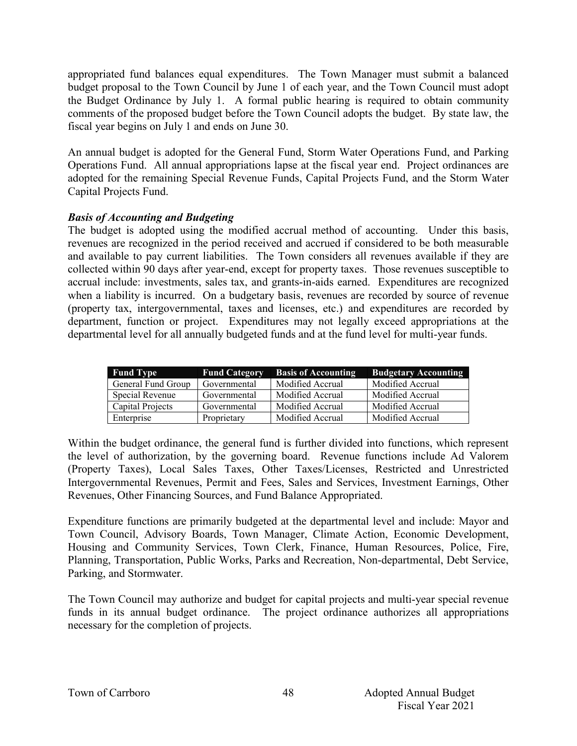appropriated fund balances equal expenditures. The Town Manager must submit a balanced budget proposal to the Town Council by June 1 of each year, and the Town Council must adopt the Budget Ordinance by July 1. A formal public hearing is required to obtain community comments of the proposed budget before the Town Council adopts the budget. By state law, the fiscal year begins on July 1 and ends on June 30.

An annual budget is adopted for the General Fund, Storm Water Operations Fund, and Parking Operations Fund. All annual appropriations lapse at the fiscal year end. Project ordinances are adopted for the remaining Special Revenue Funds, Capital Projects Fund, and the Storm Water Capital Projects Fund.

***Basis of Accounting and Budgeting***

The budget is adopted using the modified accrual method of accounting. Under this basis, revenues are recognized in the period received and accrued if considered to be both measurable and available to pay current liabilities. The Town considers all revenues available if they are collected within 90 days after year-end, except for property taxes. Those revenues susceptible to accrual include: investments, sales tax, and grants-in-aids earned. Expenditures are recognized when a liability is incurred. On a budgetary basis, revenues are recorded by source of revenue (property tax, intergovernmental, taxes and licenses, etc.) and expenditures are recorded by department, function or project. Expenditures may not legally exceed appropriations at the departmental level for all annually budgeted funds and at the fund level for multi-year funds.

| Fund Type | Fund Category | Basis of Accounting | Budgetary Accounting |
|---|---|---|---|
| General Fund Group | Governmental | Modified Accrual | Modified Accrual |
| Special Revenue | Governmental | Modified Accrual | Modified Accrual |
| Capital Projects | Governmental | Modified Accrual | Modified Accrual |
| Enterprise | Proprietary | Modified Accrual | Modified Accrual |

Within the budget ordinance, the general fund is further divided into functions, which represent the level of authorization, by the governing board. Revenue functions include Ad Valorem (Property Taxes), Local Sales Taxes, Other Taxes/Licenses, Restricted and Unrestricted Intergovernmental Revenues, Permit and Fees, Sales and Services, Investment Earnings, Other Revenues, Other Financing Sources, and Fund Balance Appropriated.

Expenditure functions are primarily budgeted at the departmental level and include: Mayor and Town Council, Advisory Boards, Town Manager, Climate Action, Economic Development, Housing and Community Services, Town Clerk, Finance, Human Resources, Police, Fire, Planning, Transportation, Public Works, Parks and Recreation, Non-departmental, Debt Service, Parking, and Stormwater.

The Town Council may authorize and budget for capital projects and multi-year special revenue funds in its annual budget ordinance. The project ordinance authorizes all appropriations necessary for the completion of projects.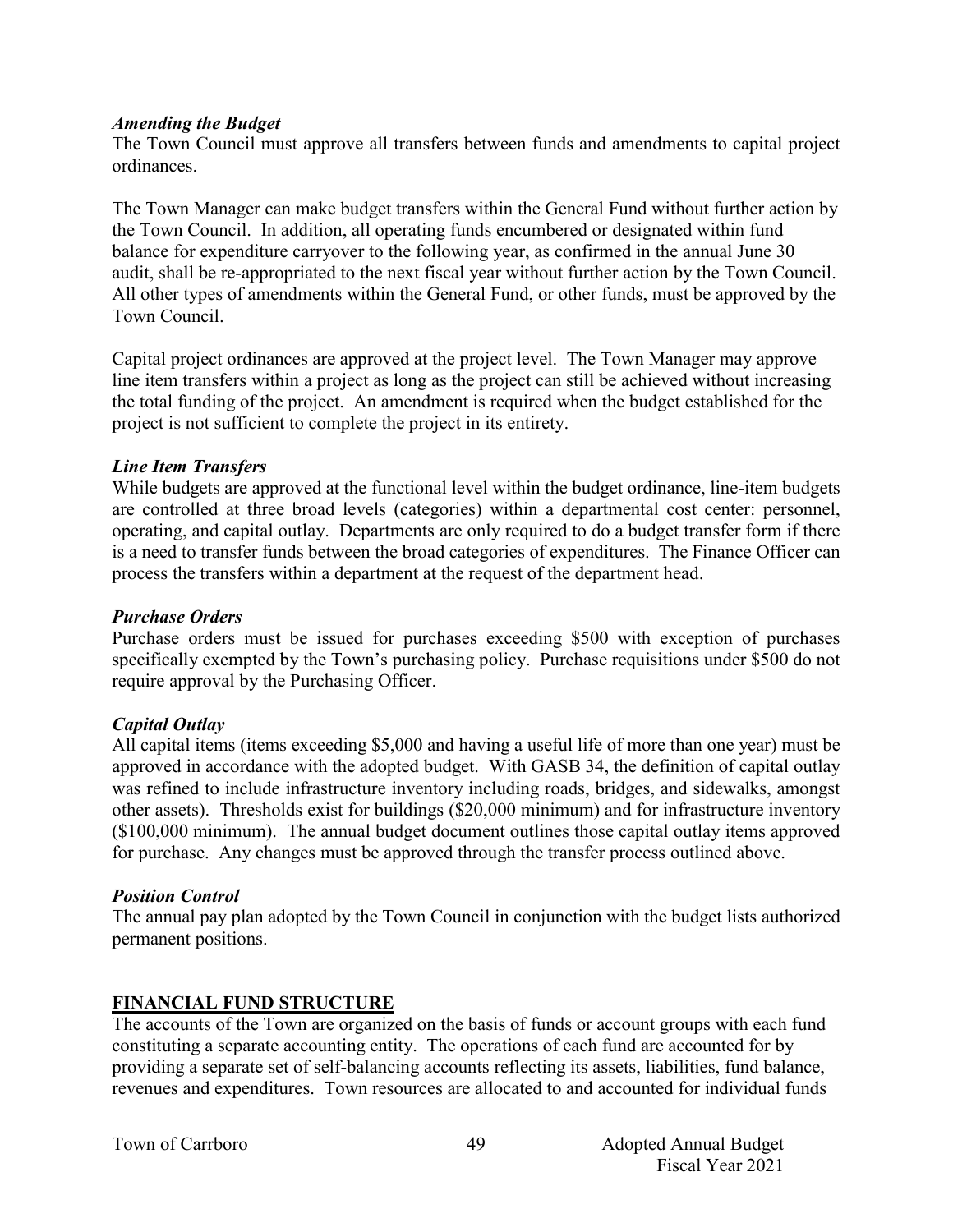*Amending the Budget*

The Town Council must approve all transfers between funds and amendments to capital project ordinances.

The Town Manager can make budget transfers within the General Fund without further action by the Town Council. In addition, all operating funds encumbered or designated within fund balance for expenditure carryover to the following year, as confirmed in the annual June 30 audit, shall be re-appropriated to the next fiscal year without further action by the Town Council. All other types of amendments within the General Fund, or other funds, must be approved by the Town Council.

Capital project ordinances are approved at the project level. The Town Manager may approve line item transfers within a project as long as the project can still be achieved without increasing the total funding of the project. An amendment is required when the budget established for the project is not sufficient to complete the project in its entirety.

*Line Item Transfers*

While budgets are approved at the functional level within the budget ordinance, line-item budgets are controlled at three broad levels (categories) within a departmental cost center: personnel, operating, and capital outlay. Departments are only required to do a budget transfer form if there is a need to transfer funds between the broad categories of expenditures. The Finance Officer can process the transfers within a department at the request of the department head.

*Purchase Orders*

Purchase orders must be issued for purchases exceeding $500 with exception of purchases specifically exempted by the Town's purchasing policy. Purchase requisitions under $500 do not require approval by the Purchasing Officer.

*Capital Outlay*

All capital items (items exceeding $5,000 and having a useful life of more than one year) must be approved in accordance with the adopted budget. With GASB 34, the definition of capital outlay was refined to include infrastructure inventory including roads, bridges, and sidewalks, amongst other assets). Thresholds exist for buildings ($20,000 minimum) and for infrastructure inventory ($100,000 minimum). The annual budget document outlines those capital outlay items approved for purchase. Any changes must be approved through the transfer process outlined above.

*Position Control*

The annual pay plan adopted by the Town Council in conjunction with the budget lists authorized permanent positions.

## FINANCIAL FUND STRUCTURE

The accounts of the Town are organized on the basis of funds or account groups with each fund constituting a separate accounting entity. The operations of each fund are accounted for by providing a separate set of self-balancing accounts reflecting its assets, liabilities, fund balance, revenues and expenditures. Town resources are allocated to and accounted for individual funds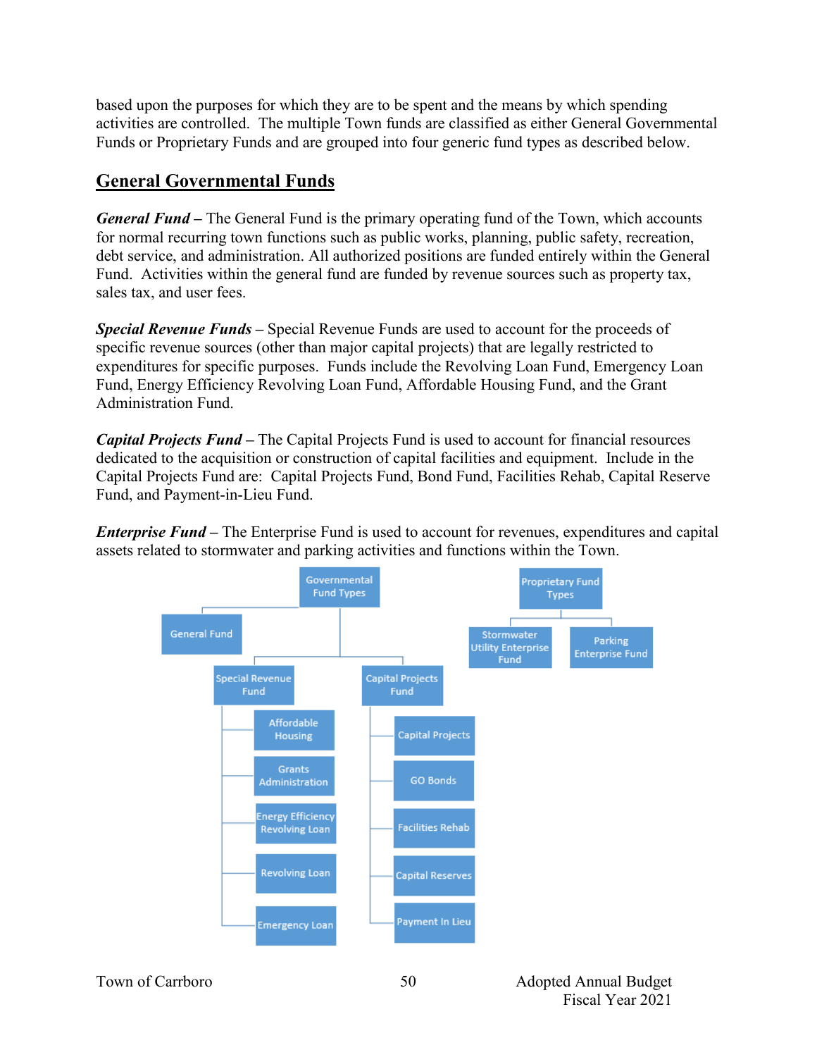based upon the purposes for which they are to be spent and the means by which spending activities are controlled. The multiple Town funds are classified as either General Governmental Funds or Proprietary Funds and are grouped into four generic fund types as described below.

## General Governmental Funds

***General Fund*** – The General Fund is the primary operating fund of the Town, which accounts for normal recurring town functions such as public works, planning, public safety, recreation, debt service, and administration. All authorized positions are funded entirely within the General Fund. Activities within the general fund are funded by revenue sources such as property tax, sales tax, and user fees.

***Special Revenue Funds*** – Special Revenue Funds are used to account for the proceeds of specific revenue sources (other than major capital projects) that are legally restricted to expenditures for specific purposes. Funds include the Revolving Loan Fund, Emergency Loan Fund, Energy Efficiency Revolving Loan Fund, Affordable Housing Fund, and the Grant Administration Fund.

***Capital Projects Fund*** – The Capital Projects Fund is used to account for financial resources dedicated to the acquisition or construction of capital facilities and equipment. Include in the Capital Projects Fund are: Capital Projects Fund, Bond Fund, Facilities Rehab, Capital Reserve Fund, and Payment-in-Lieu Fund.

***Enterprise Fund*** – The Enterprise Fund is used to account for revenues, expenditures and capital assets related to stormwater and parking activities and functions within the Town.

Governmental Fund Types

General Fund

Special Revenue Fund

Affordable Housing

Grants Administration

Energy Efficiency Revolving Loan

Revolving Loan

Emergency Loan

Capital Projects Fund

Capital Projects

GO Bonds

Facilities Rehab

Capital Reserves

Payment In Lieu

Proprietary Fund Types

Stormwater Utility Enterprise Fund

Parking Enterprise Fund